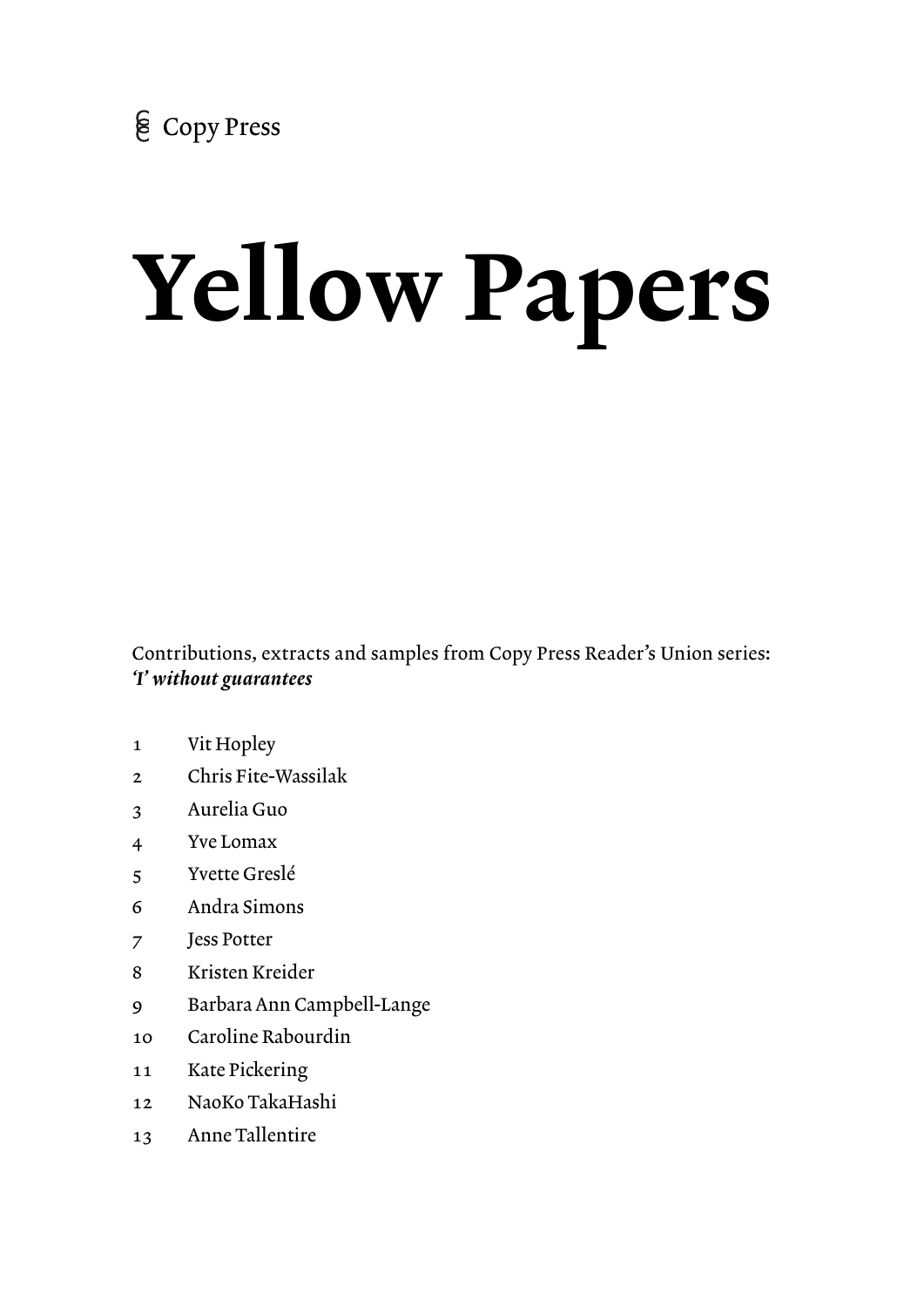Copy Press

# Yellow Papers

Contributions, extracts and samples from Copy Press Reader's Union series:
***'I' without guarantees***

1. Vit Hopley
2. Chris Fite-Wassilak
3. Aurelia Guo
4. Yve Lomax
5. Yvette Greslé
6. Andra Simons
7. Jess Potter
8. Kristen Kreider
9. Barbara Ann Campbell-Lange
10. Caroline Rabourdin
11. Kate Pickering
12. NaoKo TakaHashi
13. Anne Tallentire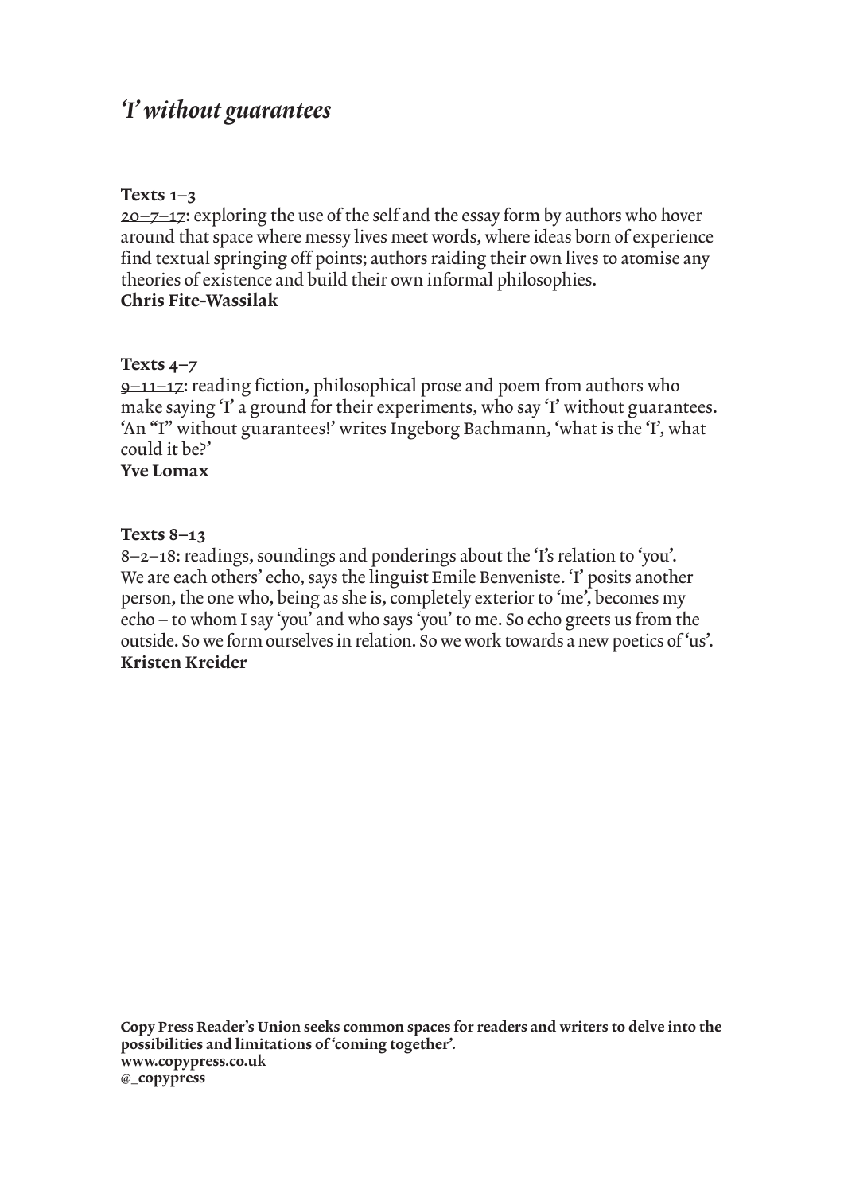# *'I' without guarantees*

**Texts 1–3**
20–7–17: exploring the use of the self and the essay form by authors who hover around that space where messy lives meet words, where ideas born of experience find textual springing off points; authors raiding their own lives to atomise any theories of existence and build their own informal philosophies.
**Chris Fite-Wassilak**

**Texts 4–7**
9–11–17: reading fiction, philosophical prose and poem from authors who make saying 'I' a ground for their experiments, who say 'I' without guarantees. 'An "I" without guarantees!' writes Ingeborg Bachmann, 'what is the 'I', what could it be?'
**Yve Lomax**

**Texts 8–13**
8–2–18: readings, soundings and ponderings about the 'I's relation to 'you'. We are each others' echo, says the linguist Emile Benveniste. 'I' posits another person, the one who, being as she is, completely exterior to 'me', becomes my echo – to whom I say 'you' and who says 'you' to me. So echo greets us from the outside. So we form ourselves in relation. So we work towards a new poetics of 'us'.
**Kristen Kreider**

**Copy Press Reader's Union seeks common spaces for readers and writers to delve into the possibilities and limitations of 'coming together'.**
**www.copypress.co.uk**
**@_copypress**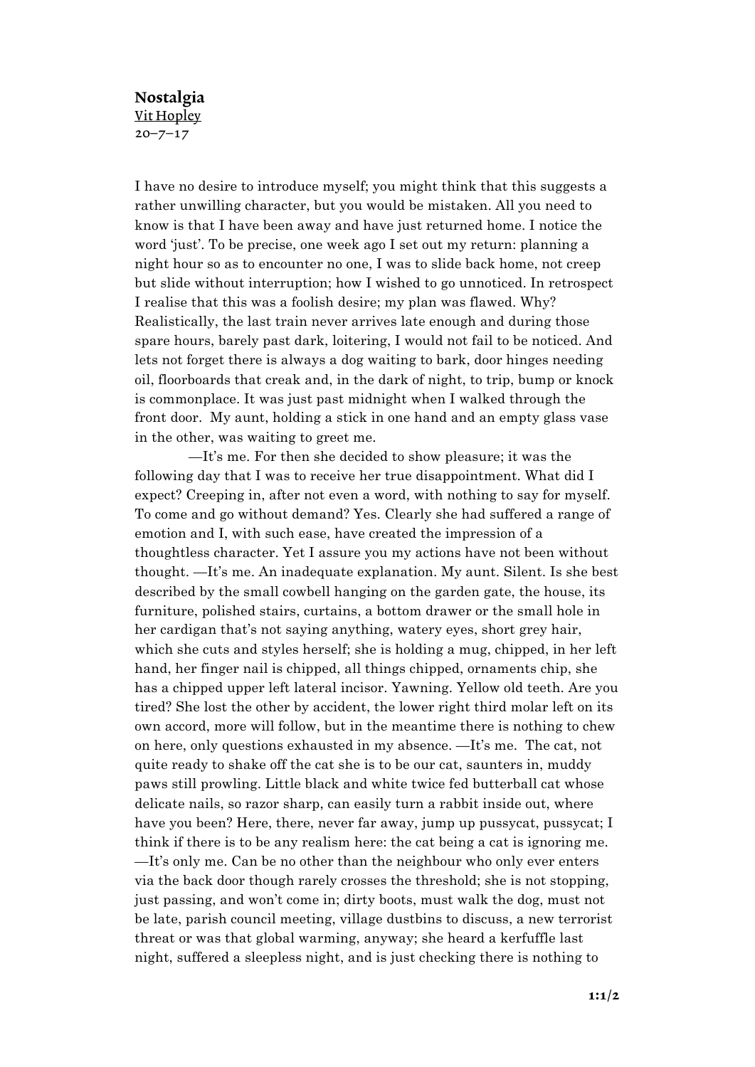## Nostalgia

Vit Hopley

20–7–17

I have no desire to introduce myself; you might think that this suggests a rather unwilling character, but you would be mistaken. All you need to know is that I have been away and have just returned home. I notice the word 'just'. To be precise, one week ago I set out my return: planning a night hour so as to encounter no one, I was to slide back home, not creep but slide without interruption; how I wished to go unnoticed. In retrospect I realise that this was a foolish desire; my plan was flawed. Why? Realistically, the last train never arrives late enough and during those spare hours, barely past dark, loitering, I would not fail to be noticed. And lets not forget there is always a dog waiting to bark, door hinges needing oil, floorboards that creak and, in the dark of night, to trip, bump or knock is commonplace. It was just past midnight when I walked through the front door. My aunt, holding a stick in one hand and an empty glass vase in the other, was waiting to greet me.

—It's me. For then she decided to show pleasure; it was the following day that I was to receive her true disappointment. What did I expect? Creeping in, after not even a word, with nothing to say for myself. To come and go without demand? Yes. Clearly she had suffered a range of emotion and I, with such ease, have created the impression of a thoughtless character. Yet I assure you my actions have not been without thought. —It's me. An inadequate explanation. My aunt. Silent. Is she best described by the small cowbell hanging on the garden gate, the house, its furniture, polished stairs, curtains, a bottom drawer or the small hole in her cardigan that's not saying anything, watery eyes, short grey hair, which she cuts and styles herself; she is holding a mug, chipped, in her left hand, her finger nail is chipped, all things chipped, ornaments chip, she has a chipped upper left lateral incisor. Yawning. Yellow old teeth. Are you tired? She lost the other by accident, the lower right third molar left on its own accord, more will follow, but in the meantime there is nothing to chew on here, only questions exhausted in my absence. —It's me. The cat, not quite ready to shake off the cat she is to be our cat, saunters in, muddy paws still prowling. Little black and white twice fed butterball cat whose delicate nails, so razor sharp, can easily turn a rabbit inside out, where have you been? Here, there, never far away, jump up pussycat, pussycat; I think if there is to be any realism here: the cat being a cat is ignoring me. —It's only me. Can be no other than the neighbour who only ever enters via the back door though rarely crosses the threshold; she is not stopping, just passing, and won't come in; dirty boots, must walk the dog, must not be late, parish council meeting, village dustbins to discuss, a new terrorist threat or was that global warming, anyway; she heard a kerfuffle last night, suffered a sleepless night, and is just checking there is nothing to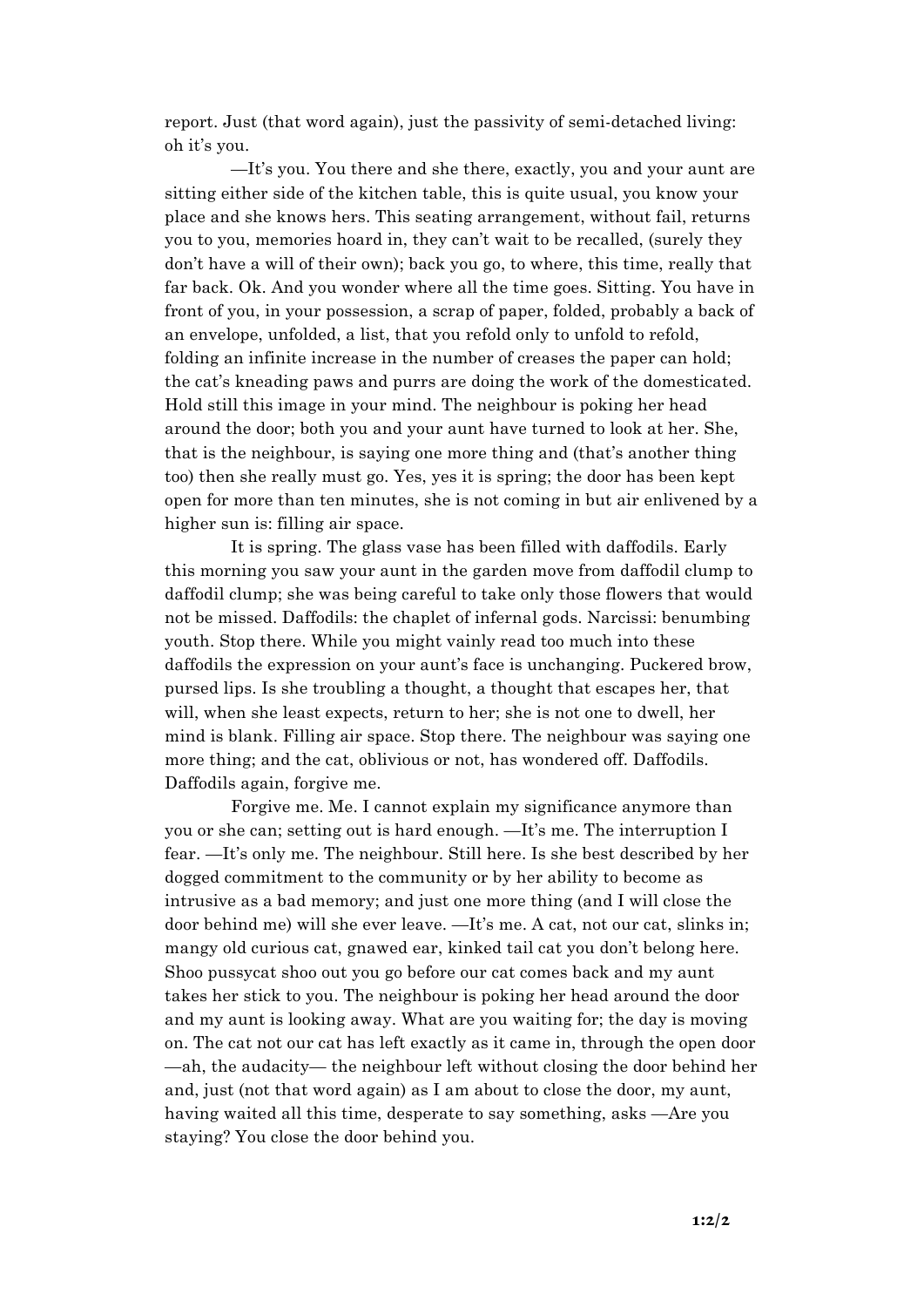report. Just (that word again), just the passivity of semi-detached living: oh it's you.

—It's you. You there and she there, exactly, you and your aunt are sitting either side of the kitchen table, this is quite usual, you know your place and she knows hers. This seating arrangement, without fail, returns you to you, memories hoard in, they can't wait to be recalled, (surely they don't have a will of their own); back you go, to where, this time, really that far back. Ok. And you wonder where all the time goes. Sitting. You have in front of you, in your possession, a scrap of paper, folded, probably a back of an envelope, unfolded, a list, that you refold only to unfold to refold, folding an infinite increase in the number of creases the paper can hold; the cat's kneading paws and purrs are doing the work of the domesticated. Hold still this image in your mind. The neighbour is poking her head around the door; both you and your aunt have turned to look at her. She, that is the neighbour, is saying one more thing and (that's another thing too) then she really must go. Yes, yes it is spring; the door has been kept open for more than ten minutes, she is not coming in but air enlivened by a higher sun is: filling air space.

It is spring. The glass vase has been filled with daffodils. Early this morning you saw your aunt in the garden move from daffodil clump to daffodil clump; she was being careful to take only those flowers that would not be missed. Daffodils: the chaplet of infernal gods. Narcissi: benumbing youth. Stop there. While you might vainly read too much into these daffodils the expression on your aunt's face is unchanging. Puckered brow, pursed lips. Is she troubling a thought, a thought that escapes her, that will, when she least expects, return to her; she is not one to dwell, her mind is blank. Filling air space. Stop there. The neighbour was saying one more thing; and the cat, oblivious or not, has wondered off. Daffodils. Daffodils again, forgive me.

Forgive me. Me. I cannot explain my significance anymore than you or she can; setting out is hard enough. —It's me. The interruption I fear. —It's only me. The neighbour. Still here. Is she best described by her dogged commitment to the community or by her ability to become as intrusive as a bad memory; and just one more thing (and I will close the door behind me) will she ever leave. —It's me. A cat, not our cat, slinks in; mangy old curious cat, gnawed ear, kinked tail cat you don't belong here. Shoo pussycat shoo out you go before our cat comes back and my aunt takes her stick to you. The neighbour is poking her head around the door and my aunt is looking away. What are you waiting for; the day is moving on. The cat not our cat has left exactly as it came in, through the open door —ah, the audacity— the neighbour left without closing the door behind her and, just (not that word again) as I am about to close the door, my aunt, having waited all this time, desperate to say something, asks —Are you staying? You close the door behind you.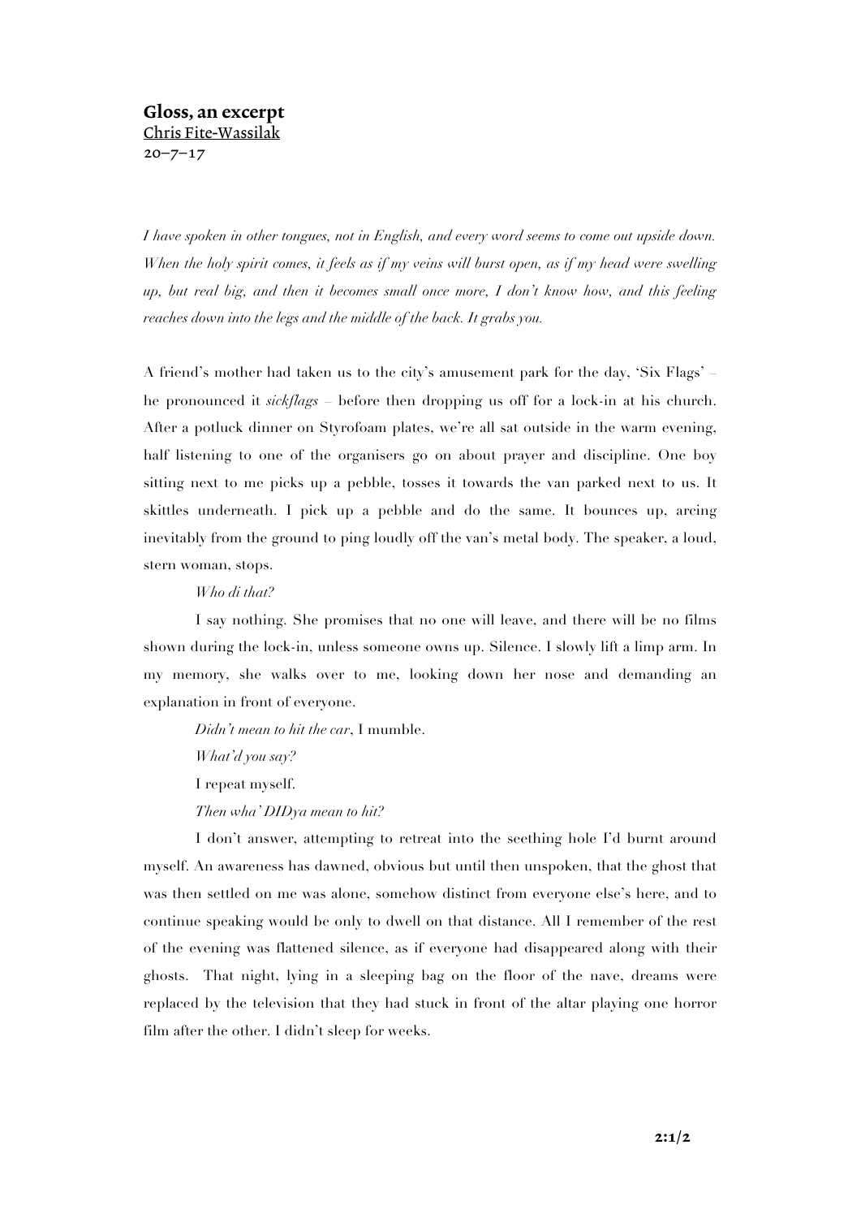**Gloss, an excerpt**
Chris Fite-Wassilak
20–7–17

*I have spoken in other tongues, not in English, and every word seems to come out upside down. When the holy spirit comes, it feels as if my veins will burst open, as if my head were swelling up, but real big, and then it becomes small once more, I don't know how, and this feeling reaches down into the legs and the middle of the back. It grabs you.*

A friend's mother had taken us to the city's amusement park for the day, 'Six Flags' – he pronounced it *sickflags* – before then dropping us off for a lock-in at his church. After a potluck dinner on Styrofoam plates, we're all sat outside in the warm evening, half listening to one of the organisers go on about prayer and discipline. One boy sitting next to me picks up a pebble, tosses it towards the van parked next to us. It skittles underneath. I pick up a pebble and do the same. It bounces up, arcing inevitably from the ground to ping loudly off the van's metal body. The speaker, a loud, stern woman, stops.

*Who di that?*

I say nothing. She promises that no one will leave, and there will be no films shown during the lock-in, unless someone owns up. Silence. I slowly lift a limp arm. In my memory, she walks over to me, looking down her nose and demanding an explanation in front of everyone.

*Didn't mean to hit the car*, I mumble.

*What'd you say?*

I repeat myself.

*Then wha' DIDya mean to hit?*

I don't answer, attempting to retreat into the seething hole I'd burnt around myself. An awareness has dawned, obvious but until then unspoken, that the ghost that was then settled on me was alone, somehow distinct from everyone else's here, and to continue speaking would be only to dwell on that distance. All I remember of the rest of the evening was flattened silence, as if everyone had disappeared along with their ghosts. That night, lying in a sleeping bag on the floor of the nave, dreams were replaced by the television that they had stuck in front of the altar playing one horror film after the other. I didn't sleep for weeks.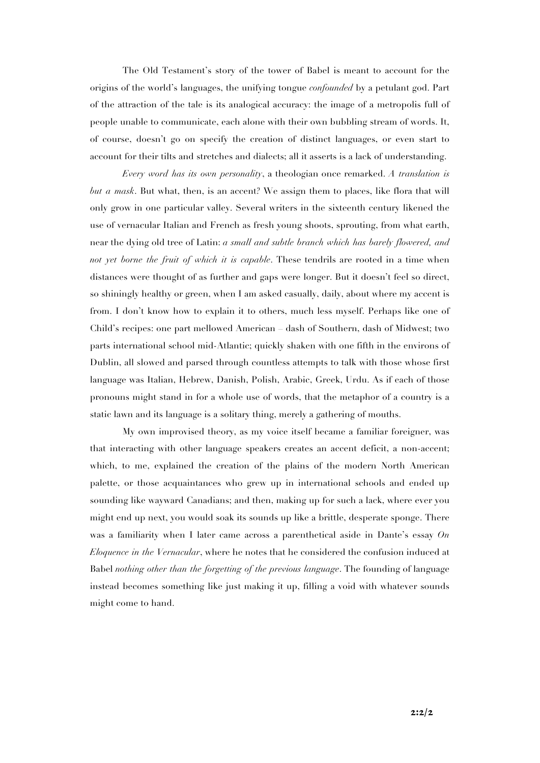The Old Testament's story of the tower of Babel is meant to account for the origins of the world's languages, the unifying tongue *confounded* by a petulant god. Part of the attraction of the tale is its analogical accuracy: the image of a metropolis full of people unable to communicate, each alone with their own bubbling stream of words. It, of course, doesn't go on specify the creation of distinct languages, or even start to account for their tilts and stretches and dialects; all it asserts is a lack of understanding.

*Every word has its own personality*, a theologian once remarked. *A translation is but a mask*. But what, then, is an accent? We assign them to places, like flora that will only grow in one particular valley. Several writers in the sixteenth century likened the use of vernacular Italian and French as fresh young shoots, sprouting, from what earth, near the dying old tree of Latin: *a small and subtle branch which has barely flowered, and not yet borne the fruit of which it is capable*. These tendrils are rooted in a time when distances were thought of as further and gaps were longer. But it doesn't feel so direct, so shiningly healthy or green, when I am asked casually, daily, about where my accent is from. I don't know how to explain it to others, much less myself. Perhaps like one of Child's recipes: one part mellowed American – dash of Southern, dash of Midwest; two parts international school mid-Atlantic; quickly shaken with one fifth in the environs of Dublin, all slowed and parsed through countless attempts to talk with those whose first language was Italian, Hebrew, Danish, Polish, Arabic, Greek, Urdu. As if each of those pronouns might stand in for a whole use of words, that the metaphor of a country is a static lawn and its language is a solitary thing, merely a gathering of mouths.

My own improvised theory, as my voice itself became a familiar foreigner, was that interacting with other language speakers creates an accent deficit, a non-accent; which, to me, explained the creation of the plains of the modern North American palette, or those acquaintances who grew up in international schools and ended up sounding like wayward Canadians; and then, making up for such a lack, where ever you might end up next, you would soak its sounds up like a brittle, desperate sponge. There was a familiarity when I later came across a parenthetical aside in Dante's essay *On Eloquence in the Vernacular*, where he notes that he considered the confusion induced at Babel *nothing other than the forgetting of the previous language*. The founding of language instead becomes something like just making it up, filling a void with whatever sounds might come to hand.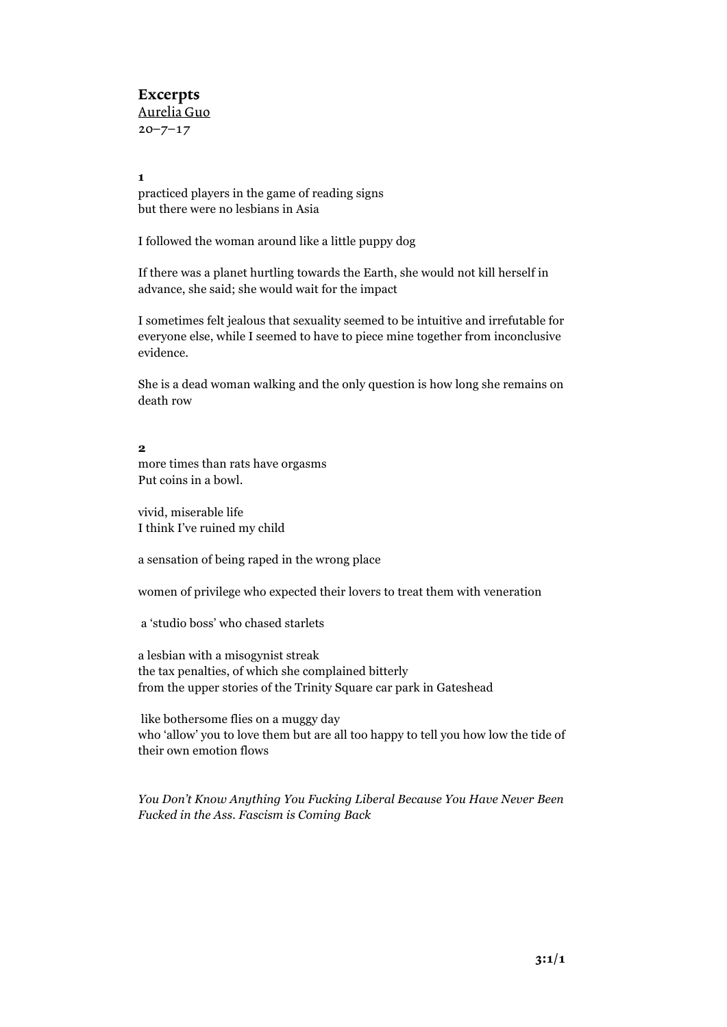### Excerpts

Aurelia Guo

20–7–17

**1**

practiced players in the game of reading signs
but there were no lesbians in Asia

I followed the woman around like a little puppy dog

If there was a planet hurtling towards the Earth, she would not kill herself in advance, she said; she would wait for the impact

I sometimes felt jealous that sexuality seemed to be intuitive and irrefutable for everyone else, while I seemed to have to piece mine together from inconclusive evidence.

She is a dead woman walking and the only question is how long she remains on death row

**2**

more times than rats have orgasms
Put coins in a bowl.

vivid, miserable life
I think I've ruined my child

a sensation of being raped in the wrong place

women of privilege who expected their lovers to treat them with veneration

a 'studio boss' who chased starlets

a lesbian with a misogynist streak
the tax penalties, of which she complained bitterly
from the upper stories of the Trinity Square car park in Gateshead

like bothersome flies on a muggy day
who 'allow' you to love them but are all too happy to tell you how low the tide of their own emotion flows

*You Don't Know Anything You Fucking Liberal Because You Have Never Been Fucked in the Ass. Fascism is Coming Back*

**3:1/1**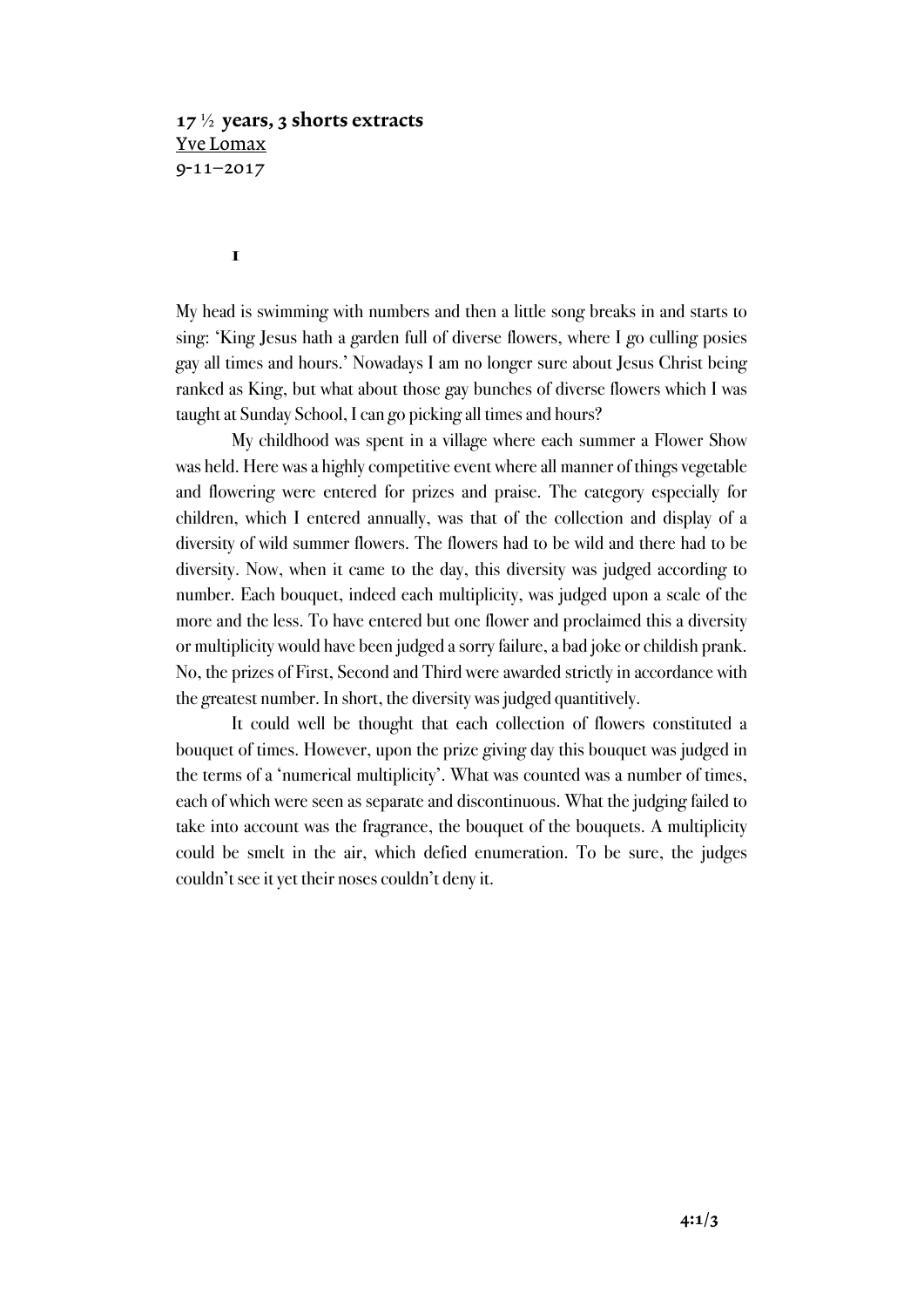**17 ½ years, 3 shorts extracts**
Yve Lomax
9-11–2017

**1**

My head is swimming with numbers and then a little song breaks in and starts to sing: 'King Jesus hath a garden full of diverse flowers, where I go culling posies gay all times and hours.' Nowadays I am no longer sure about Jesus Christ being ranked as King, but what about those gay bunches of diverse flowers which I was taught at Sunday School, I can go picking all times and hours?

My childhood was spent in a village where each summer a Flower Show was held. Here was a highly competitive event where all manner of things vegetable and flowering were entered for prizes and praise. The category especially for children, which I entered annually, was that of the collection and display of a diversity of wild summer flowers. The flowers had to be wild and there had to be diversity. Now, when it came to the day, this diversity was judged according to number. Each bouquet, indeed each multiplicity, was judged upon a scale of the more and the less. To have entered but one flower and proclaimed this a diversity or multiplicity would have been judged a sorry failure, a bad joke or childish prank. No, the prizes of First, Second and Third were awarded strictly in accordance with the greatest number. In short, the diversity was judged quantitively.

It could well be thought that each collection of flowers constituted a bouquet of times. However, upon the prize giving day this bouquet was judged in the terms of a 'numerical multiplicity'. What was counted was a number of times, each of which were seen as separate and discontinuous. What the judging failed to take into account was the fragrance, the bouquet of the bouquets. A multiplicity could be smelt in the air, which defied enumeration. To be sure, the judges couldn't see it yet their noses couldn't deny it.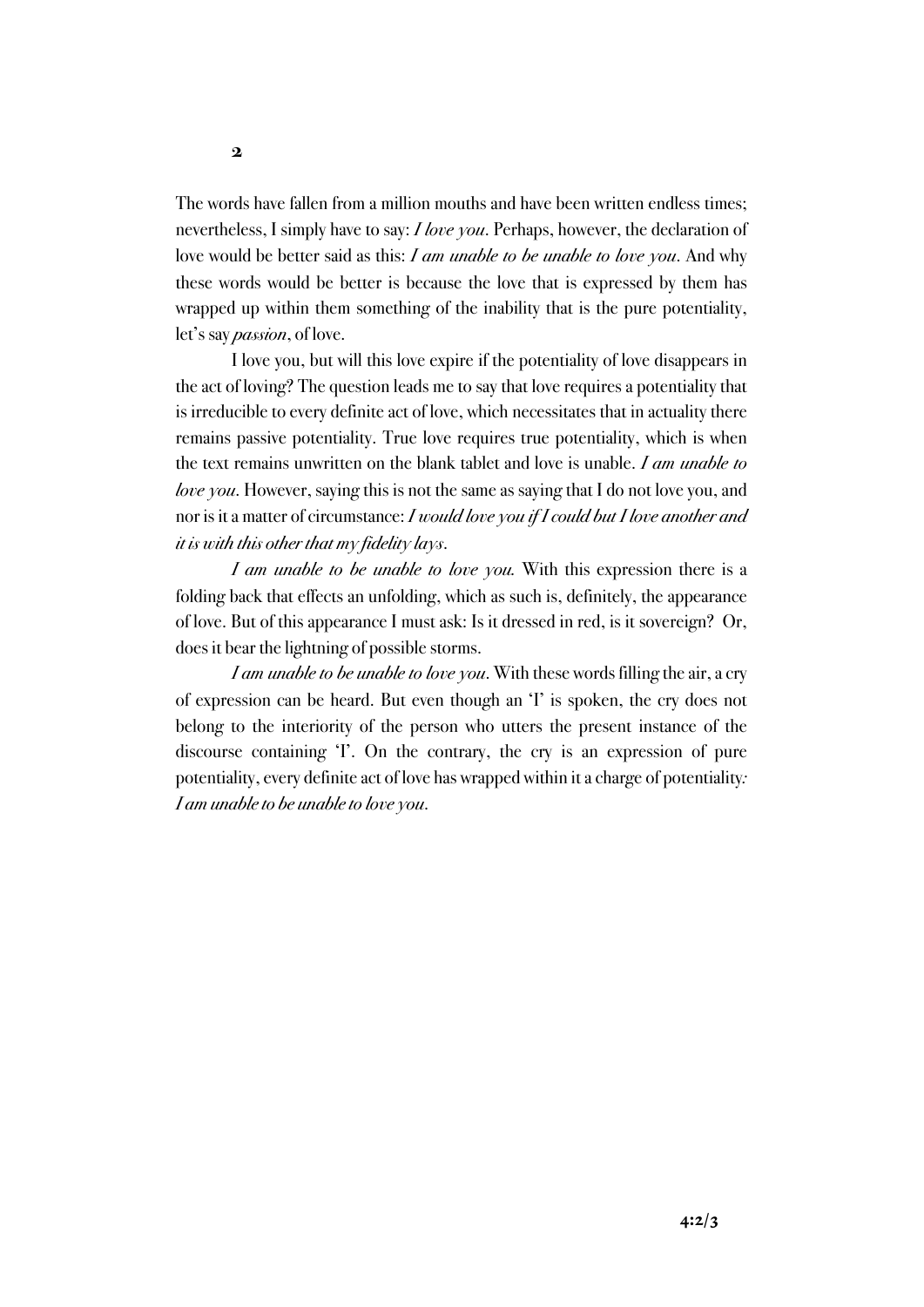## 2

The words have fallen from a million mouths and have been written endless times; nevertheless, I simply have to say: *I love you*. Perhaps, however, the declaration of love would be better said as this: *I am unable to be unable to love you*. And why these words would be better is because the love that is expressed by them has wrapped up within them something of the inability that is the pure potentiality, let's say *passion*, of love.

I love you, but will this love expire if the potentiality of love disappears in the act of loving? The question leads me to say that love requires a potentiality that is irreducible to every definite act of love, which necessitates that in actuality there remains passive potentiality. True love requires true potentiality, which is when the text remains unwritten on the blank tablet and love is unable. *I am unable to love you*. However, saying this is not the same as saying that I do not love you, and nor is it a matter of circumstance: *I would love you if I could but I love another and it is with this other that my fidelity lays*.

*I am unable to be unable to love you.* With this expression there is a folding back that effects an unfolding, which as such is, definitely, the appearance of love. But of this appearance I must ask: Is it dressed in red, is it sovereign? Or, does it bear the lightning of possible storms.

*I am unable to be unable to love you*. With these words filling the air, a cry of expression can be heard. But even though an 'I' is spoken, the cry does not belong to the interiority of the person who utters the present instance of the discourse containing 'I'. On the contrary, the cry is an expression of pure potentiality, every definite act of love has wrapped within it a charge of potentiality: *I am unable to be unable to love you*.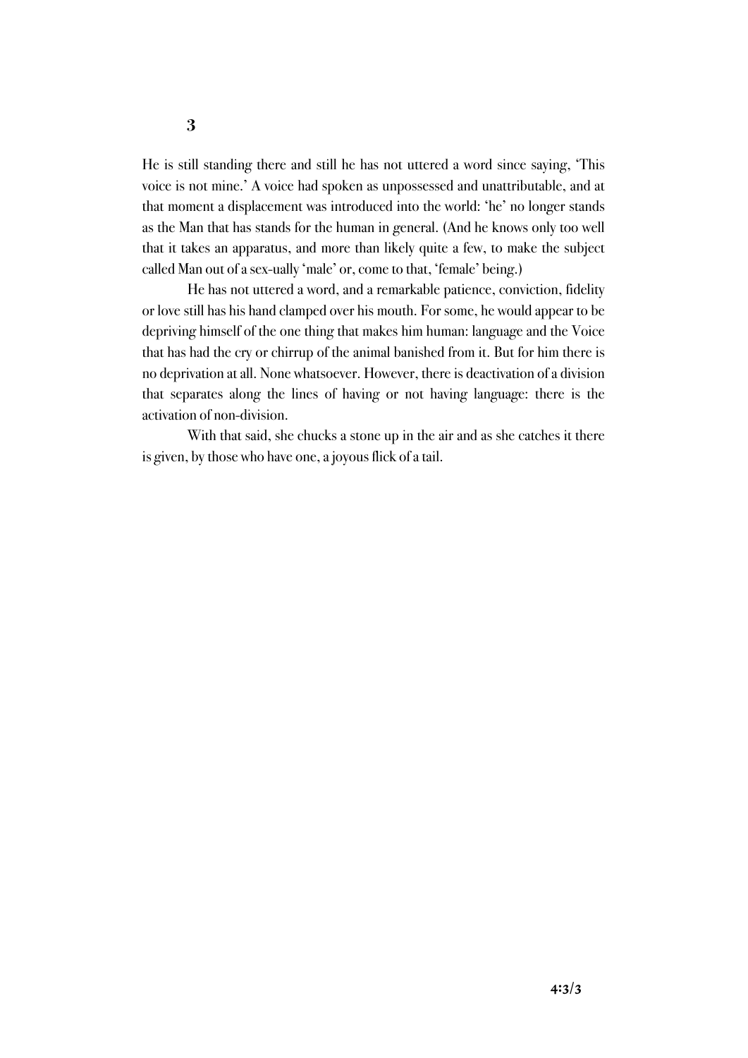### 3

He is still standing there and still he has not uttered a word since saying, 'This voice is not mine.' A voice had spoken as unpossessed and unattributable, and at that moment a displacement was introduced into the world: 'he' no longer stands as the Man that has stands for the human in general. (And he knows only too well that it takes an apparatus, and more than likely quite a few, to make the subject called Man out of a sex-ually 'male' or, come to that, 'female' being.)

He has not uttered a word, and a remarkable patience, conviction, fidelity or love still has his hand clamped over his mouth. For some, he would appear to be depriving himself of the one thing that makes him human: language and the Voice that has had the cry or chirrup of the animal banished from it. But for him there is no deprivation at all. None whatsoever. However, there is deactivation of a division that separates along the lines of having or not having language: there is the activation of non-division.

With that said, she chucks a stone up in the air and as she catches it there is given, by those who have one, a joyous flick of a tail.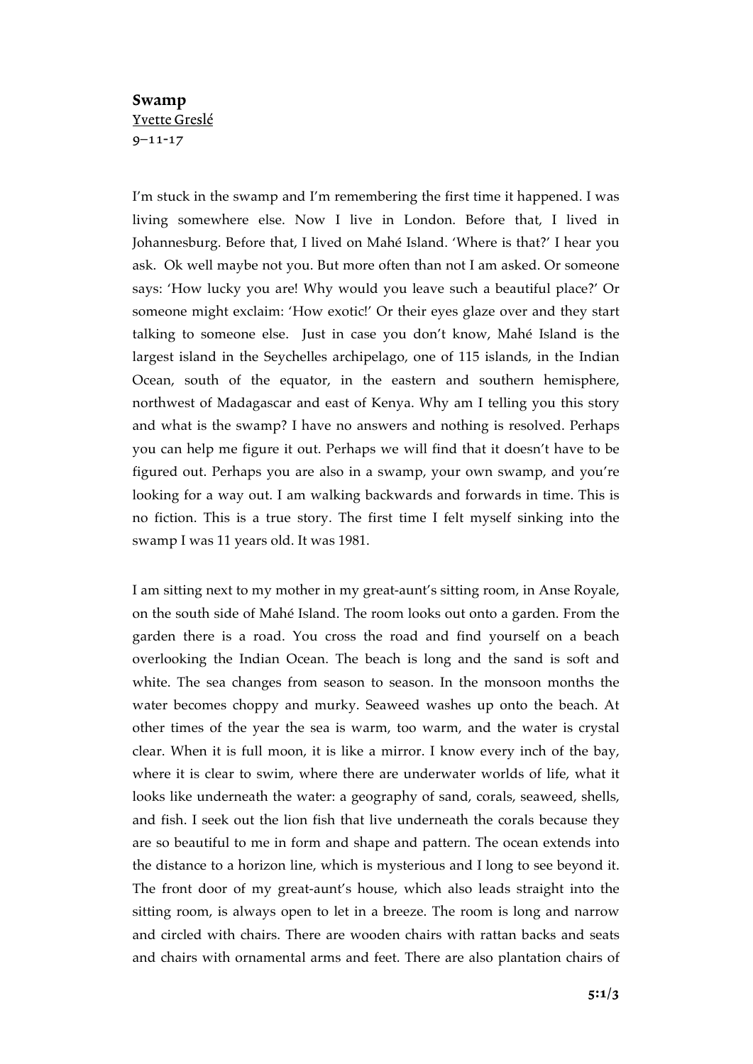# Swamp

Yvette Greslé

9–11-17

I'm stuck in the swamp and I'm remembering the first time it happened. I was living somewhere else. Now I live in London. Before that, I lived in Johannesburg. Before that, I lived on Mahé Island. 'Where is that?' I hear you ask. Ok well maybe not you. But more often than not I am asked. Or someone says: 'How lucky you are! Why would you leave such a beautiful place?' Or someone might exclaim: 'How exotic!' Or their eyes glaze over and they start talking to someone else. Just in case you don't know, Mahé Island is the largest island in the Seychelles archipelago, one of 115 islands, in the Indian Ocean, south of the equator, in the eastern and southern hemisphere, northwest of Madagascar and east of Kenya. Why am I telling you this story and what is the swamp? I have no answers and nothing is resolved. Perhaps you can help me figure it out. Perhaps we will find that it doesn't have to be figured out. Perhaps you are also in a swamp, your own swamp, and you're looking for a way out. I am walking backwards and forwards in time. This is no fiction. This is a true story. The first time I felt myself sinking into the swamp I was 11 years old. It was 1981.

I am sitting next to my mother in my great-aunt's sitting room, in Anse Royale, on the south side of Mahé Island. The room looks out onto a garden. From the garden there is a road. You cross the road and find yourself on a beach overlooking the Indian Ocean. The beach is long and the sand is soft and white. The sea changes from season to season. In the monsoon months the water becomes choppy and murky. Seaweed washes up onto the beach. At other times of the year the sea is warm, too warm, and the water is crystal clear. When it is full moon, it is like a mirror. I know every inch of the bay, where it is clear to swim, where there are underwater worlds of life, what it looks like underneath the water: a geography of sand, corals, seaweed, shells, and fish. I seek out the lion fish that live underneath the corals because they are so beautiful to me in form and shape and pattern. The ocean extends into the distance to a horizon line, which is mysterious and I long to see beyond it. The front door of my great-aunt's house, which also leads straight into the sitting room, is always open to let in a breeze. The room is long and narrow and circled with chairs. There are wooden chairs with rattan backs and seats and chairs with ornamental arms and feet. There are also plantation chairs of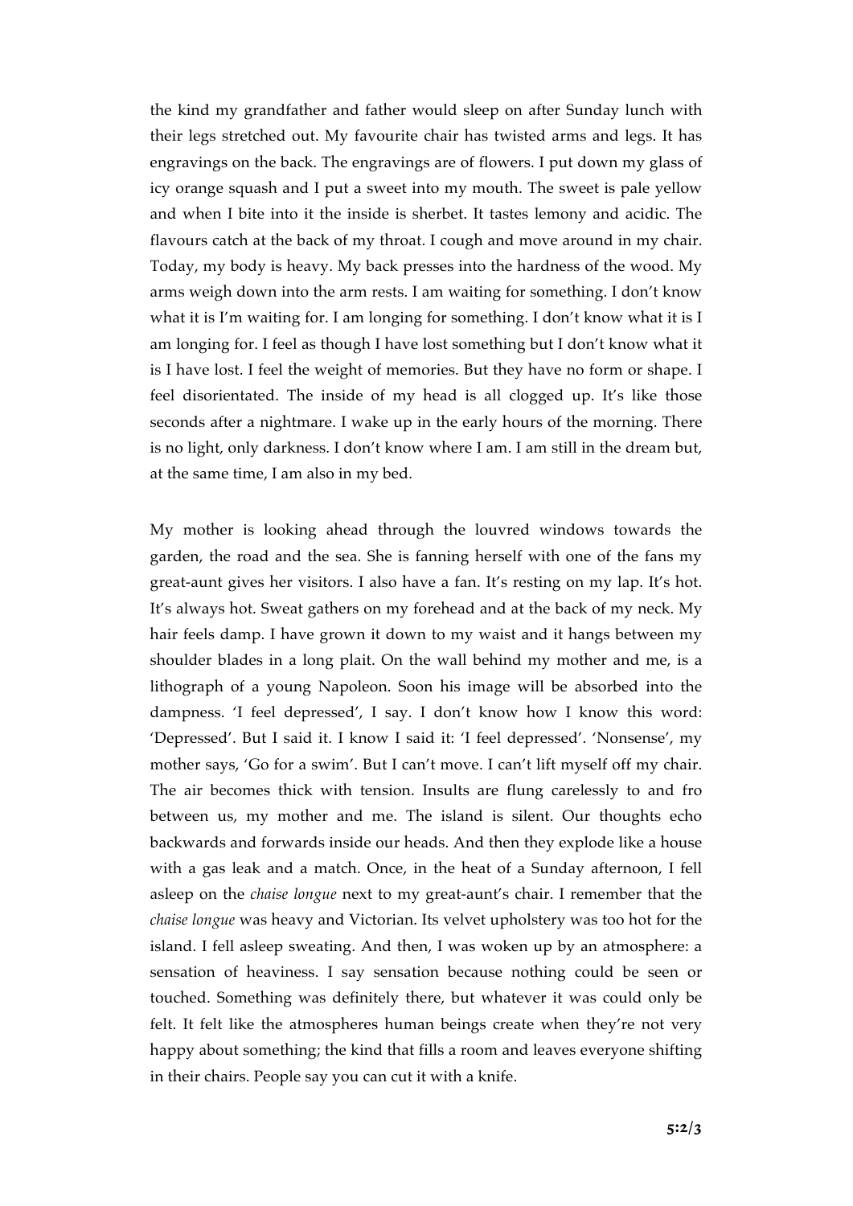the kind my grandfather and father would sleep on after Sunday lunch with their legs stretched out. My favourite chair has twisted arms and legs. It has engravings on the back. The engravings are of flowers. I put down my glass of icy orange squash and I put a sweet into my mouth. The sweet is pale yellow and when I bite into it the inside is sherbet. It tastes lemony and acidic. The flavours catch at the back of my throat. I cough and move around in my chair. Today, my body is heavy. My back presses into the hardness of the wood. My arms weigh down into the arm rests. I am waiting for something. I don't know what it is I'm waiting for. I am longing for something. I don't know what it is I am longing for. I feel as though I have lost something but I don't know what it is I have lost. I feel the weight of memories. But they have no form or shape. I feel disorientated. The inside of my head is all clogged up. It's like those seconds after a nightmare. I wake up in the early hours of the morning. There is no light, only darkness. I don't know where I am. I am still in the dream but, at the same time, I am also in my bed.

My mother is looking ahead through the louvred windows towards the garden, the road and the sea. She is fanning herself with one of the fans my great-aunt gives her visitors. I also have a fan. It's resting on my lap. It's hot. It's always hot. Sweat gathers on my forehead and at the back of my neck. My hair feels damp. I have grown it down to my waist and it hangs between my shoulder blades in a long plait. On the wall behind my mother and me, is a lithograph of a young Napoleon. Soon his image will be absorbed into the dampness. 'I feel depressed', I say. I don't know how I know this word: 'Depressed'. But I said it. I know I said it: 'I feel depressed'. 'Nonsense', my mother says, 'Go for a swim'. But I can't move. I can't lift myself off my chair. The air becomes thick with tension. Insults are flung carelessly to and fro between us, my mother and me. The island is silent. Our thoughts echo backwards and forwards inside our heads. And then they explode like a house with a gas leak and a match. Once, in the heat of a Sunday afternoon, I fell asleep on the *chaise longue* next to my great-aunt's chair. I remember that the *chaise longue* was heavy and Victorian. Its velvet upholstery was too hot for the island. I fell asleep sweating. And then, I was woken up by an atmosphere: a sensation of heaviness. I say sensation because nothing could be seen or touched. Something was definitely there, but whatever it was could only be felt. It felt like the atmospheres human beings create when they're not very happy about something; the kind that fills a room and leaves everyone shifting in their chairs. People say you can cut it with a knife.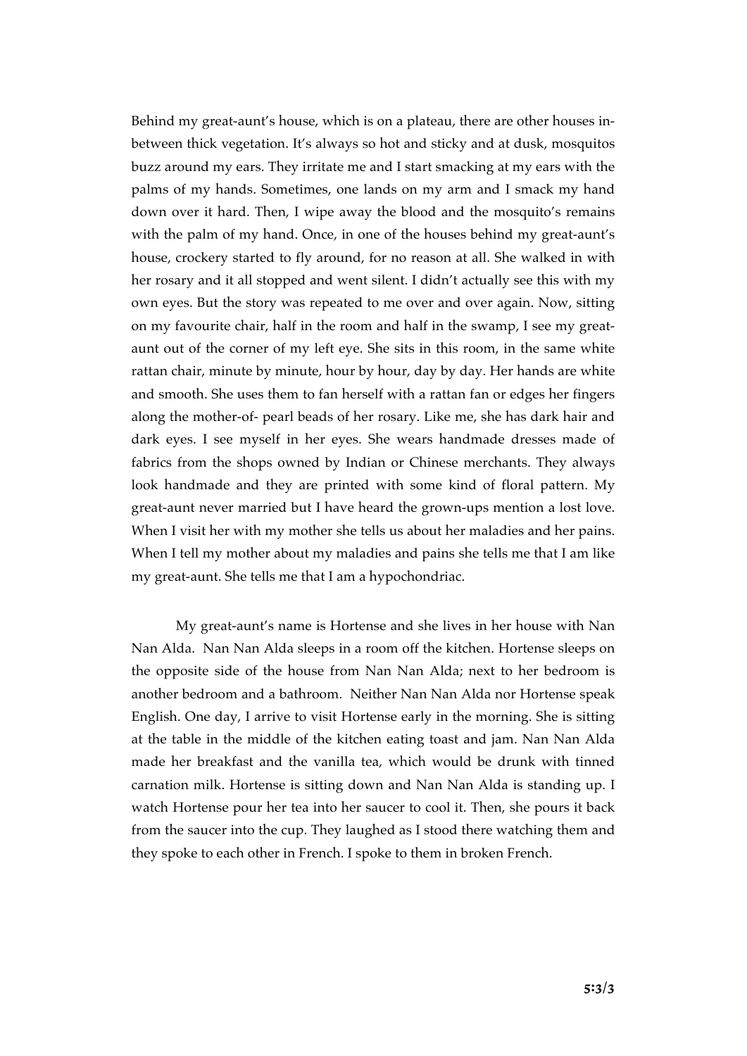Behind my great-aunt's house, which is on a plateau, there are other houses in-between thick vegetation. It's always so hot and sticky and at dusk, mosquitos buzz around my ears. They irritate me and I start smacking at my ears with the palms of my hands. Sometimes, one lands on my arm and I smack my hand down over it hard. Then, I wipe away the blood and the mosquito's remains with the palm of my hand. Once, in one of the houses behind my great-aunt's house, crockery started to fly around, for no reason at all. She walked in with her rosary and it all stopped and went silent. I didn't actually see this with my own eyes. But the story was repeated to me over and over again. Now, sitting on my favourite chair, half in the room and half in the swamp, I see my great-aunt out of the corner of my left eye. She sits in this room, in the same white rattan chair, minute by minute, hour by hour, day by day. Her hands are white and smooth. She uses them to fan herself with a rattan fan or edges her fingers along the mother-of- pearl beads of her rosary. Like me, she has dark hair and dark eyes. I see myself in her eyes. She wears handmade dresses made of fabrics from the shops owned by Indian or Chinese merchants. They always look handmade and they are printed with some kind of floral pattern. My great-aunt never married but I have heard the grown-ups mention a lost love. When I visit her with my mother she tells us about her maladies and her pains. When I tell my mother about my maladies and pains she tells me that I am like my great-aunt. She tells me that I am a hypochondriac.

My great-aunt's name is Hortense and she lives in her house with Nan Nan Alda. Nan Nan Alda sleeps in a room off the kitchen. Hortense sleeps on the opposite side of the house from Nan Nan Alda; next to her bedroom is another bedroom and a bathroom. Neither Nan Nan Alda nor Hortense speak English. One day, I arrive to visit Hortense early in the morning. She is sitting at the table in the middle of the kitchen eating toast and jam. Nan Nan Alda made her breakfast and the vanilla tea, which would be drunk with tinned carnation milk. Hortense is sitting down and Nan Nan Alda is standing up. I watch Hortense pour her tea into her saucer to cool it. Then, she pours it back from the saucer into the cup. They laughed as I stood there watching them and they spoke to each other in French. I spoke to them in broken French.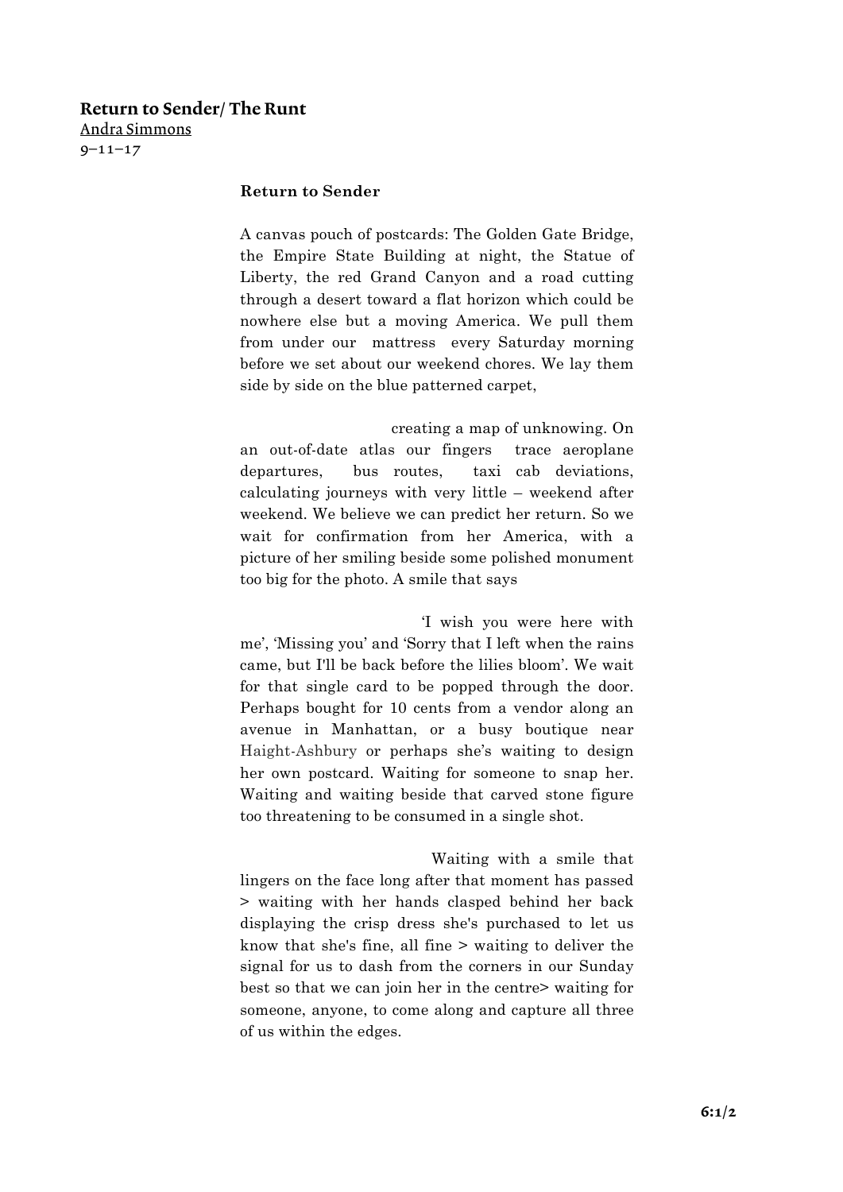**Return to Sender/ The Runt**
Andra Simmons
9–11–17

**Return to Sender**

A canvas pouch of postcards: The Golden Gate Bridge, the Empire State Building at night, the Statue of Liberty, the red Grand Canyon and a road cutting through a desert toward a flat horizon which could be nowhere else but a moving America. We pull them from under our mattress every Saturday morning before we set about our weekend chores. We lay them side by side on the blue patterned carpet,

creating a map of unknowing. On an out-of-date atlas our fingers trace aeroplane departures, bus routes, taxi cab deviations, calculating journeys with very little – weekend after weekend. We believe we can predict her return. So we wait for confirmation from her America, with a picture of her smiling beside some polished monument too big for the photo. A smile that says

'I wish you were here with me', 'Missing you' and 'Sorry that I left when the rains came, but I'll be back before the lilies bloom'. We wait for that single card to be popped through the door. Perhaps bought for 10 cents from a vendor along an avenue in Manhattan, or a busy boutique near Haight-Ashbury or perhaps she's waiting to design her own postcard. Waiting for someone to snap her. Waiting and waiting beside that carved stone figure too threatening to be consumed in a single shot.

Waiting with a smile that lingers on the face long after that moment has passed > waiting with her hands clasped behind her back displaying the crisp dress she's purchased to let us know that she's fine, all fine > waiting to deliver the signal for us to dash from the corners in our Sunday best so that we can join her in the centre> waiting for someone, anyone, to come along and capture all three of us within the edges.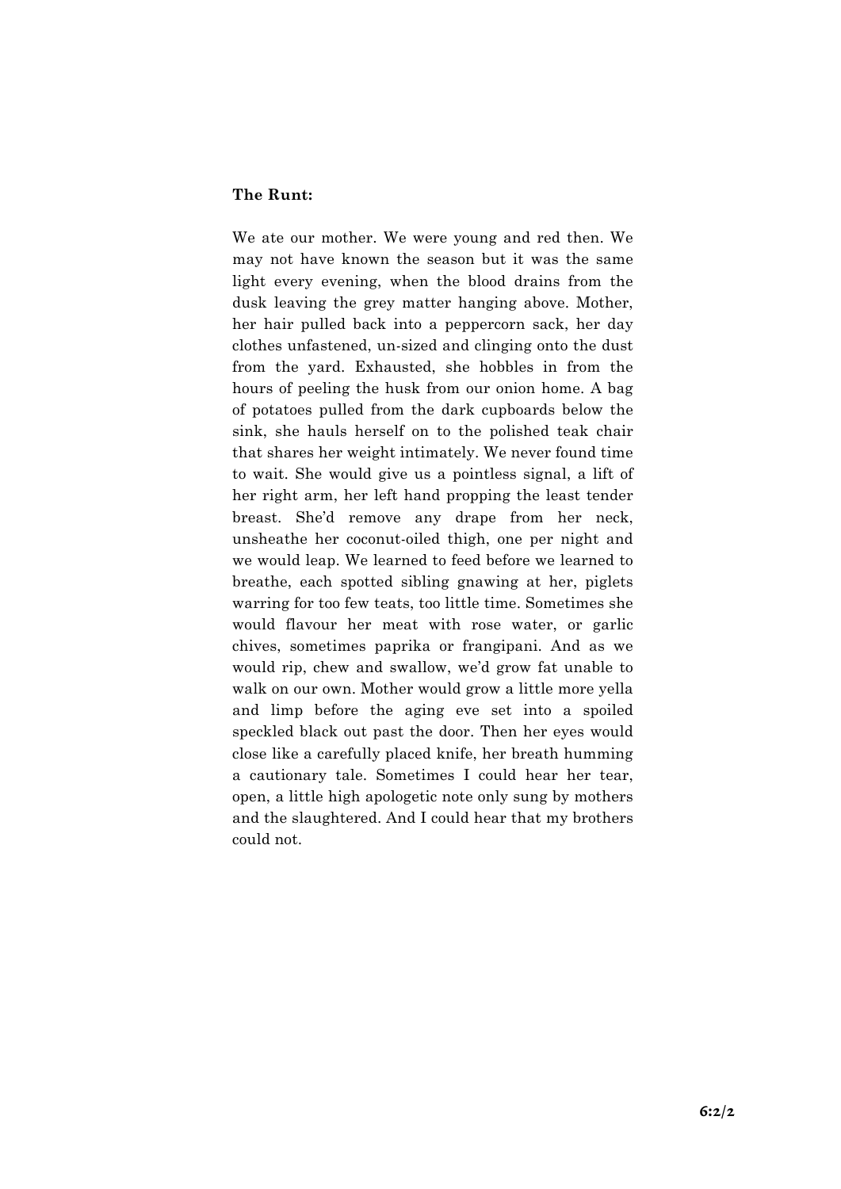**The Runt:**

We ate our mother. We were young and red then. We may not have known the season but it was the same light every evening, when the blood drains from the dusk leaving the grey matter hanging above. Mother, her hair pulled back into a peppercorn sack, her day clothes unfastened, un-sized and clinging onto the dust from the yard. Exhausted, she hobbles in from the hours of peeling the husk from our onion home. A bag of potatoes pulled from the dark cupboards below the sink, she hauls herself on to the polished teak chair that shares her weight intimately. We never found time to wait. She would give us a pointless signal, a lift of her right arm, her left hand propping the least tender breast. She'd remove any drape from her neck, unsheathe her coconut-oiled thigh, one per night and we would leap. We learned to feed before we learned to breathe, each spotted sibling gnawing at her, piglets warring for too few teats, too little time. Sometimes she would flavour her meat with rose water, or garlic chives, sometimes paprika or frangipani. And as we would rip, chew and swallow, we'd grow fat unable to walk on our own. Mother would grow a little more yella and limp before the aging eve set into a spoiled speckled black out past the door. Then her eyes would close like a carefully placed knife, her breath humming a cautionary tale. Sometimes I could hear her tear, open, a little high apologetic note only sung by mothers and the slaughtered. And I could hear that my brothers could not.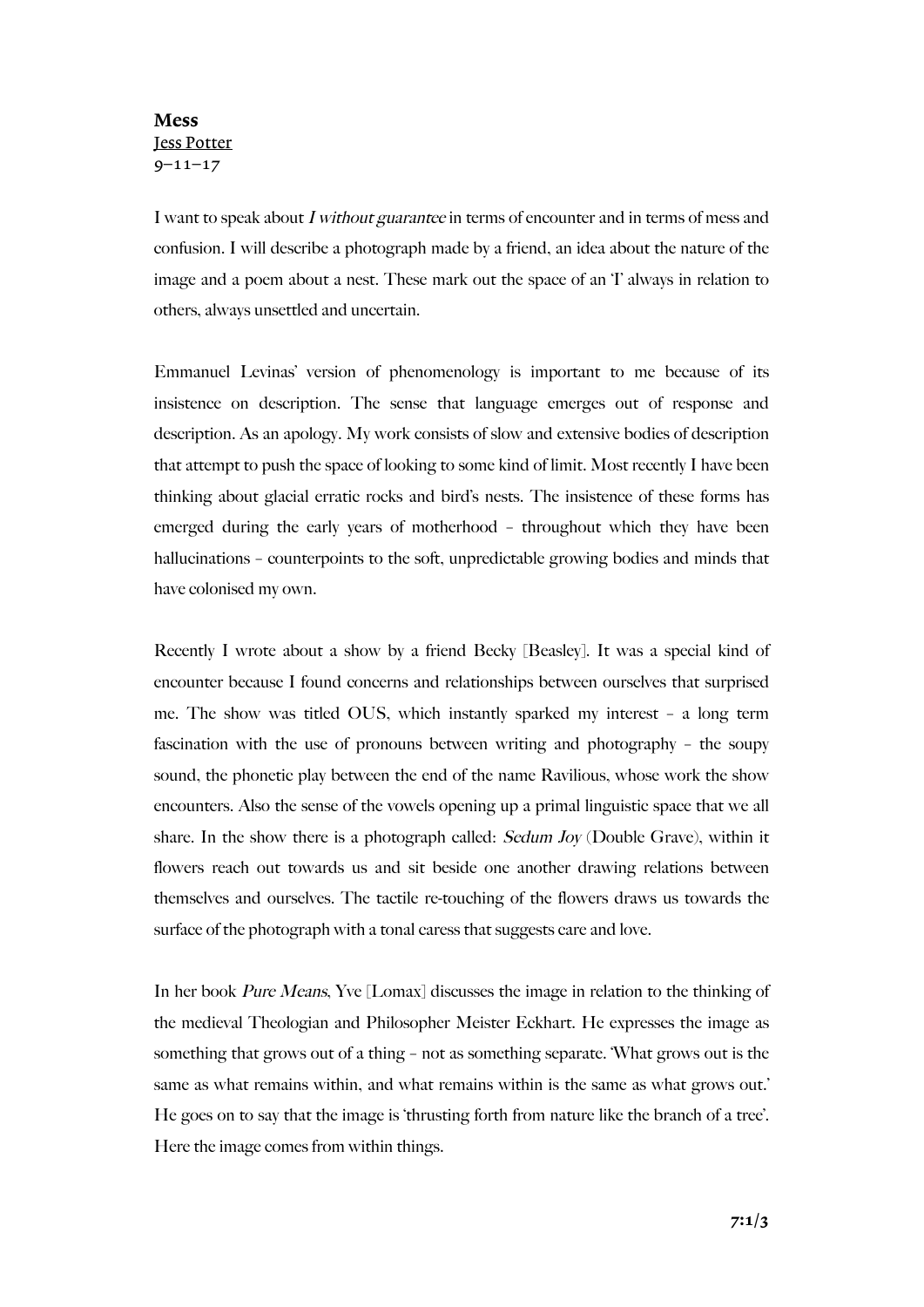**Mess**

Jess Potter

9–11–17

I want to speak about *I without guarantee* in terms of encounter and in terms of mess and confusion. I will describe a photograph made by a friend, an idea about the nature of the image and a poem about a nest. These mark out the space of an 'I' always in relation to others, always unsettled and uncertain.

Emmanuel Levinas' version of phenomenology is important to me because of its insistence on description. The sense that language emerges out of response and description. As an apology. My work consists of slow and extensive bodies of description that attempt to push the space of looking to some kind of limit. Most recently I have been thinking about glacial erratic rocks and bird's nests. The insistence of these forms has emerged during the early years of motherhood – throughout which they have been hallucinations – counterpoints to the soft, unpredictable growing bodies and minds that have colonised my own.

Recently I wrote about a show by a friend Becky [Beasley]. It was a special kind of encounter because I found concerns and relationships between ourselves that surprised me. The show was titled OUS, which instantly sparked my interest – a long term fascination with the use of pronouns between writing and photography – the soupy sound, the phonetic play between the end of the name Ravilious, whose work the show encounters. Also the sense of the vowels opening up a primal linguistic space that we all share. In the show there is a photograph called: *Sedum Joy* (Double Grave), within it flowers reach out towards us and sit beside one another drawing relations between themselves and ourselves. The tactile re-touching of the flowers draws us towards the surface of the photograph with a tonal caress that suggests care and love.

In her book *Pure Means*, Yve [Lomax] discusses the image in relation to the thinking of the medieval Theologian and Philosopher Meister Eckhart. He expresses the image as something that grows out of a thing – not as something separate. 'What grows out is the same as what remains within, and what remains within is the same as what grows out.' He goes on to say that the image is 'thrusting forth from nature like the branch of a tree'. Here the image comes from within things.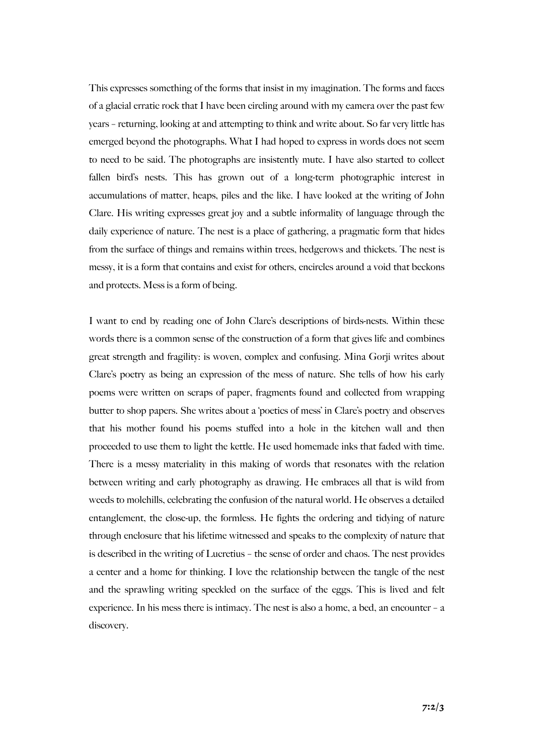This expresses something of the forms that insist in my imagination. The forms and faces of a glacial erratic rock that I have been circling around with my camera over the past few years – returning, looking at and attempting to think and write about. So far very little has emerged beyond the photographs. What I had hoped to express in words does not seem to need to be said. The photographs are insistently mute. I have also started to collect fallen bird's nests. This has grown out of a long-term photographic interest in accumulations of matter, heaps, piles and the like. I have looked at the writing of John Clare. His writing expresses great joy and a subtle informality of language through the daily experience of nature. The nest is a place of gathering, a pragmatic form that hides from the surface of things and remains within trees, hedgerows and thickets. The nest is messy, it is a form that contains and exist for others, encircles around a void that beckons and protects. Mess is a form of being.

I want to end by reading one of John Clare's descriptions of birds-nests. Within these words there is a common sense of the construction of a form that gives life and combines great strength and fragility: is woven, complex and confusing. Mina Gorji writes about Clare's poetry as being an expression of the mess of nature. She tells of how his early poems were written on scraps of paper, fragments found and collected from wrapping butter to shop papers. She writes about a 'poetics of mess' in Clare's poetry and observes that his mother found his poems stuffed into a hole in the kitchen wall and then proceeded to use them to light the kettle. He used homemade inks that faded with time. There is a messy materiality in this making of words that resonates with the relation between writing and early photography as drawing. He embraces all that is wild from weeds to molehills, celebrating the confusion of the natural world. He observes a detailed entanglement, the close-up, the formless. He fights the ordering and tidying of nature through enclosure that his lifetime witnessed and speaks to the complexity of nature that is described in the writing of Lucretius – the sense of order and chaos. The nest provides a center and a home for thinking. I love the relationship between the tangle of the nest and the sprawling writing speckled on the surface of the eggs. This is lived and felt experience. In his mess there is intimacy. The nest is also a home, a bed, an encounter – a discovery.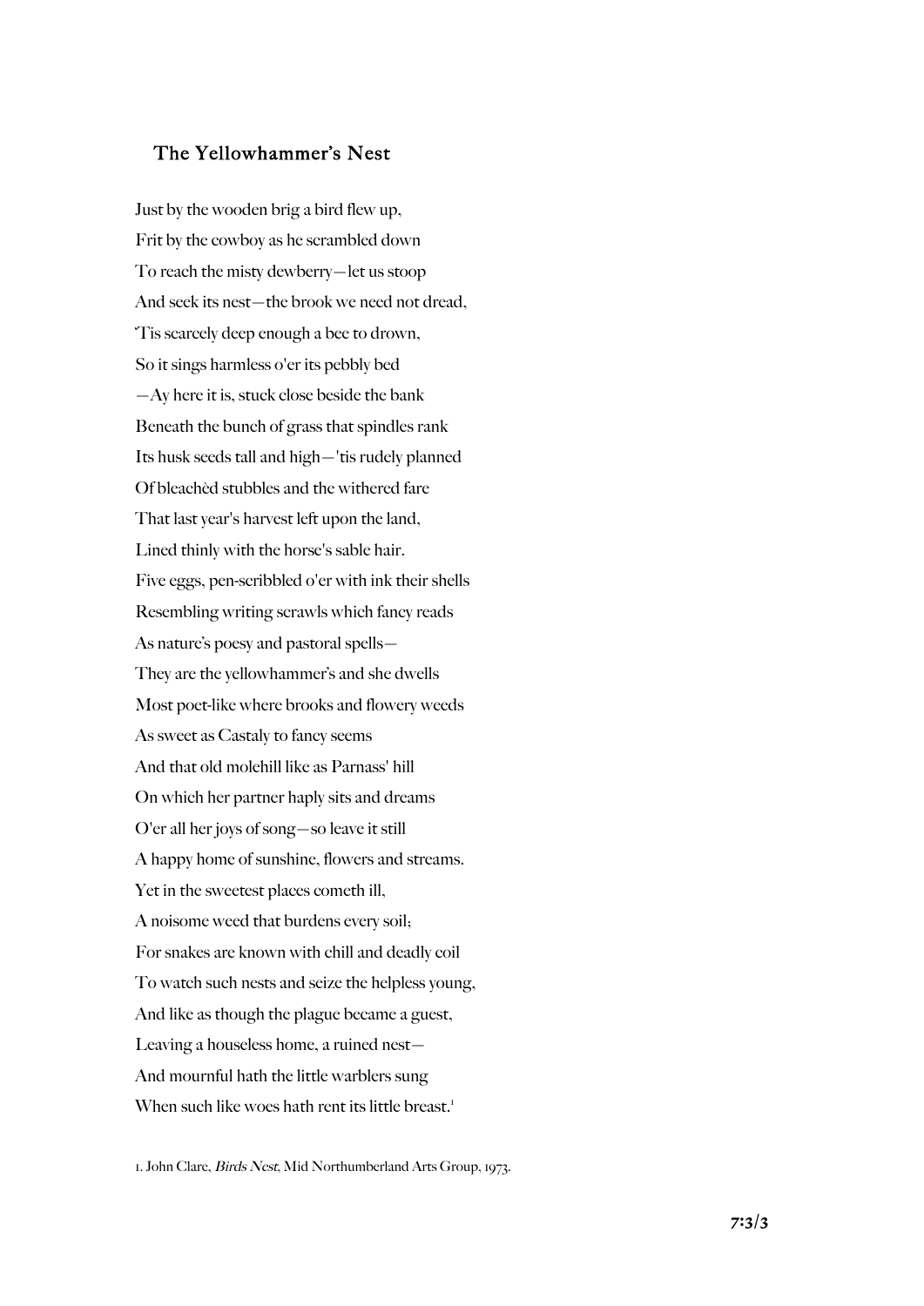## The Yellowhammer's Nest

Just by the wooden brig a bird flew up,  
Frit by the cowboy as he scrambled down  
To reach the misty dewberry—let us stoop  
And seek its nest—the brook we need not dread,  
'Tis scarcely deep enough a bee to drown,  
So it sings harmless o'er its pebbly bed  
—Ay here it is, stuck close beside the bank  
Beneath the bunch of grass that spindles rank  
Its husk seeds tall and high—'tis rudely planned  
Of bleachèd stubbles and the withered fare  
That last year's harvest left upon the land,  
Lined thinly with the horse's sable hair.  
Five eggs, pen-scribbled o'er with ink their shells  
Resembling writing scrawls which fancy reads  
As nature's poesy and pastoral spells—  
They are the yellowhammer's and she dwells  
Most poet-like where brooks and flowery weeds  
As sweet as Castaly to fancy seems  
And that old molehill like as Parnass' hill  
On which her partner haply sits and dreams  
O'er all her joys of song—so leave it still  
A happy home of sunshine, flowers and streams.  
Yet in the sweetest places cometh ill,  
A noisome weed that burdens every soil;  
For snakes are known with chill and deadly coil  
To watch such nests and seize the helpless young,  
And like as though the plague became a guest,  
Leaving a houseless home, a ruined nest—  
And mournful hath the little warblers sung  
When such like woes hath rent its little breast.[1]

1. John Clare, *Birds Nest*, Mid Northumberland Arts Group, 1973.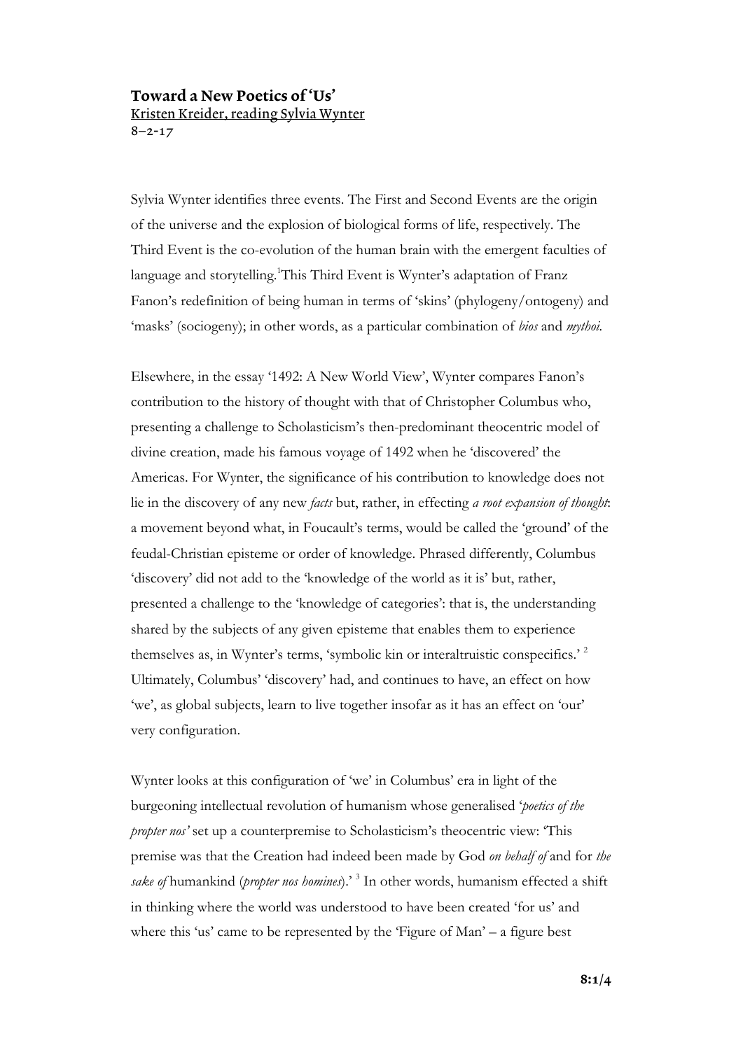# Toward a New Poetics of 'Us'

Kristen Kreider, reading Sylvia Wynter

8–2–17

Sylvia Wynter identifies three events. The First and Second Events are the origin of the universe and the explosion of biological forms of life, respectively. The Third Event is the co-evolution of the human brain with the emergent faculties of language and storytelling.[1]This Third Event is Wynter's adaptation of Franz Fanon's redefinition of being human in terms of 'skins' (phylogeny/ontogeny) and 'masks' (sociogeny); in other words, as a particular combination of *bios* and *mythoi*.

Elsewhere, in the essay '1492: A New World View', Wynter compares Fanon's contribution to the history of thought with that of Christopher Columbus who, presenting a challenge to Scholasticism's then-predominant theocentric model of divine creation, made his famous voyage of 1492 when he 'discovered' the Americas. For Wynter, the significance of his contribution to knowledge does not lie in the discovery of any new *facts* but, rather, in effecting *a root expansion of thought*: a movement beyond what, in Foucault's terms, would be called the 'ground' of the feudal-Christian episteme or order of knowledge. Phrased differently, Columbus 'discovery' did not add to the 'knowledge of the world as it is' but, rather, presented a challenge to the 'knowledge of categories': that is, the understanding shared by the subjects of any given episteme that enables them to experience themselves as, in Wynter's terms, 'symbolic kin or interaltruistic conspecifics.'[2] Ultimately, Columbus' 'discovery' had, and continues to have, an effect on how 'we', as global subjects, learn to live together insofar as it has an effect on 'our' very configuration.

Wynter looks at this configuration of 'we' in Columbus' era in light of the burgeoning intellectual revolution of humanism whose generalised '*poetics of the propter nos'* set up a counterpremise to Scholasticism's theocentric view: 'This premise was that the Creation had indeed been made by God *on behalf of* and for *the sake of* humankind (*propter nos homines*).'[3] In other words, humanism effected a shift in thinking where the world was understood to have been created 'for us' and where this 'us' came to be represented by the 'Figure of Man' – a figure best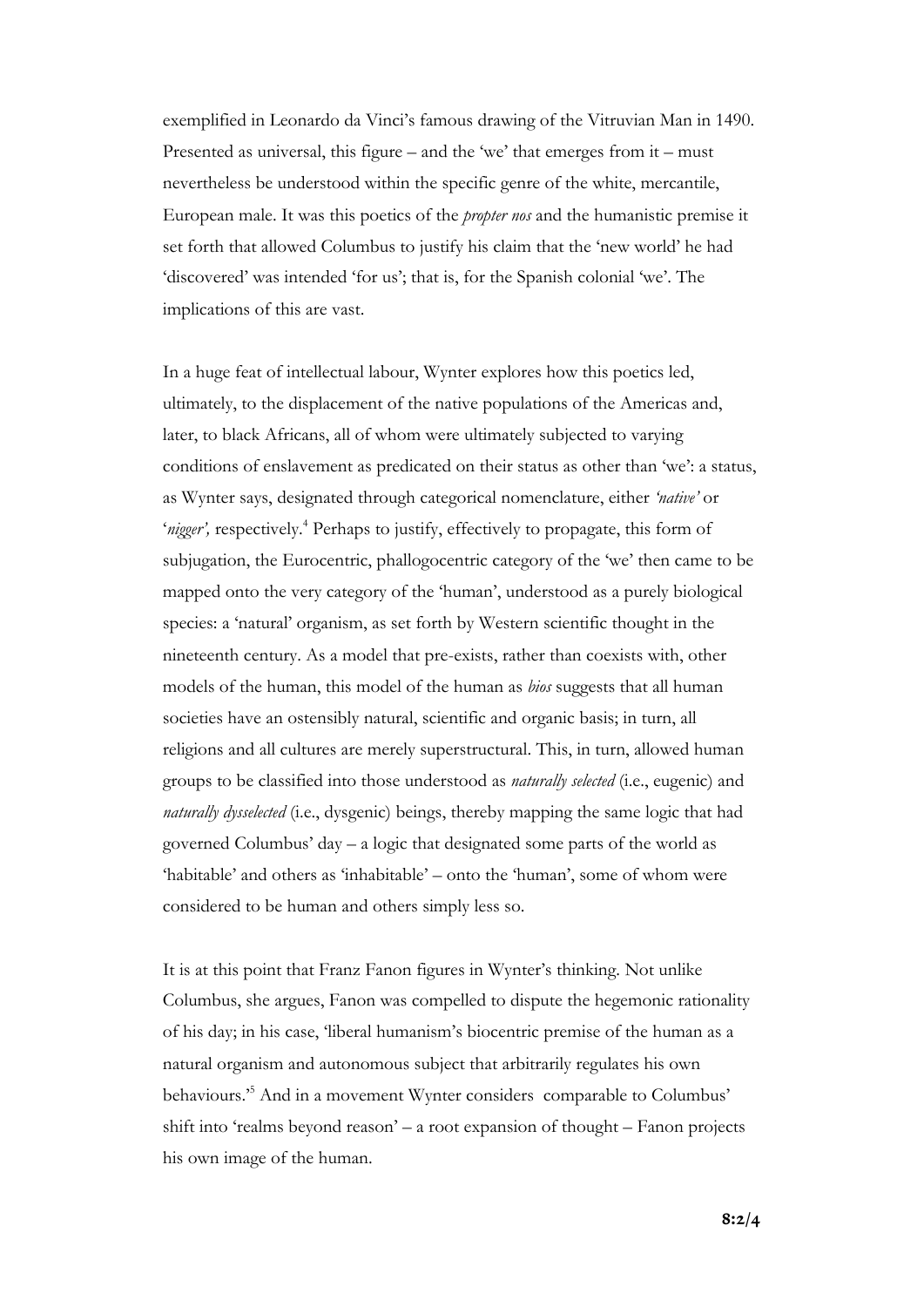exemplified in Leonardo da Vinci's famous drawing of the Vitruvian Man in 1490. Presented as universal, this figure – and the 'we' that emerges from it – must nevertheless be understood within the specific genre of the white, mercantile, European male. It was this poetics of the *propter nos* and the humanistic premise it set forth that allowed Columbus to justify his claim that the 'new world' he had 'discovered' was intended 'for us'; that is, for the Spanish colonial 'we'. The implications of this are vast.

In a huge feat of intellectual labour, Wynter explores how this poetics led, ultimately, to the displacement of the native populations of the Americas and, later, to black Africans, all of whom were ultimately subjected to varying conditions of enslavement as predicated on their status as other than 'we': a status, as Wynter says, designated through categorical nomenclature, either *'native'* or '*nigger',* respectively.[4] Perhaps to justify, effectively to propagate, this form of subjugation, the Eurocentric, phallogocentric category of the 'we' then came to be mapped onto the very category of the 'human', understood as a purely biological species: a 'natural' organism, as set forth by Western scientific thought in the nineteenth century. As a model that pre-exists, rather than coexists with, other models of the human, this model of the human as *bios* suggests that all human societies have an ostensibly natural, scientific and organic basis; in turn, all religions and all cultures are merely superstructural. This, in turn, allowed human groups to be classified into those understood as *naturally selected* (i.e., eugenic) and *naturally dysselected* (i.e., dysgenic) beings, thereby mapping the same logic that had governed Columbus' day – a logic that designated some parts of the world as 'habitable' and others as 'inhabitable' – onto the 'human', some of whom were considered to be human and others simply less so.

It is at this point that Franz Fanon figures in Wynter's thinking. Not unlike Columbus, she argues, Fanon was compelled to dispute the hegemonic rationality of his day; in his case, 'liberal humanism's biocentric premise of the human as a natural organism and autonomous subject that arbitrarily regulates his own behaviours.'[5] And in a movement Wynter considers comparable to Columbus' shift into 'realms beyond reason' – a root expansion of thought – Fanon projects his own image of the human.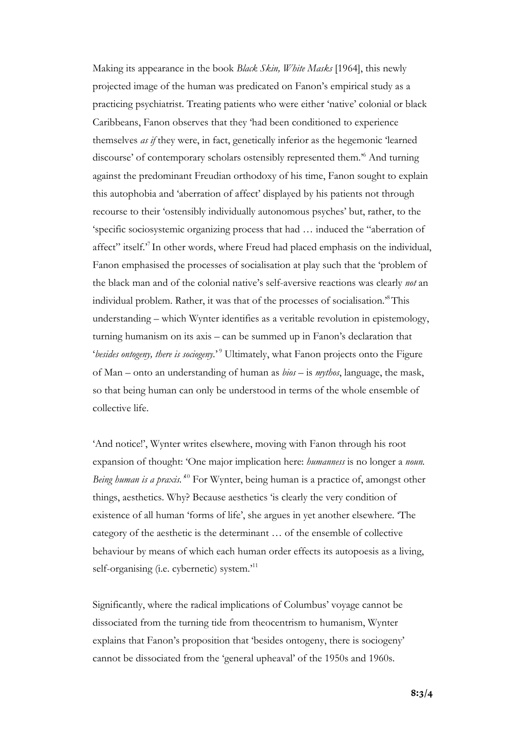Making its appearance in the book *Black Skin, White Masks* [1964], this newly projected image of the human was predicated on Fanon's empirical study as a practicing psychiatrist. Treating patients who were either 'native' colonial or black Caribbeans, Fanon observes that they 'had been conditioned to experience themselves *as if* they were, in fact, genetically inferior as the hegemonic 'learned discourse' of contemporary scholars ostensibly represented them.'[6] And turning against the predominant Freudian orthodoxy of his time, Fanon sought to explain this autophobia and 'aberration of affect' displayed by his patients not through recourse to their 'ostensibly individually autonomous psyches' but, rather, to the 'specific sociosystemic organizing process that had … induced the "aberration of affect" itself.'[7] In other words, where Freud had placed emphasis on the individual, Fanon emphasised the processes of socialisation at play such that the 'problem of the black man and of the colonial native's self-aversive reactions was clearly *not* an individual problem. Rather, it was that of the processes of socialisation.'[8] This understanding – which Wynter identifies as a veritable revolution in epistemology, turning humanism on its axis – can be summed up in Fanon's declaration that '*besides ontogeny, there is sociogeny*.'[9] Ultimately, what Fanon projects onto the Figure of Man – onto an understanding of human as *bios* – is *mythos*, language, the mask, so that being human can only be understood in terms of the whole ensemble of collective life.

'And notice!', Wynter writes elsewhere, moving with Fanon through his root expansion of thought: 'One major implication here: *humanness* is no longer a *noun. Being human is a praxis.*'[10] For Wynter, being human is a practice of, amongst other things, aesthetics. Why? Because aesthetics 'is clearly the very condition of existence of all human 'forms of life', she argues in yet another elsewhere. 'The category of the aesthetic is the determinant … of the ensemble of collective behaviour by means of which each human order effects its autopoesis as a living, self-organising (i.e. cybernetic) system.'[11]

Significantly, where the radical implications of Columbus' voyage cannot be dissociated from the turning tide from theocentrism to humanism, Wynter explains that Fanon's proposition that 'besides ontogeny, there is sociogeny' cannot be dissociated from the 'general upheaval' of the 1950s and 1960s.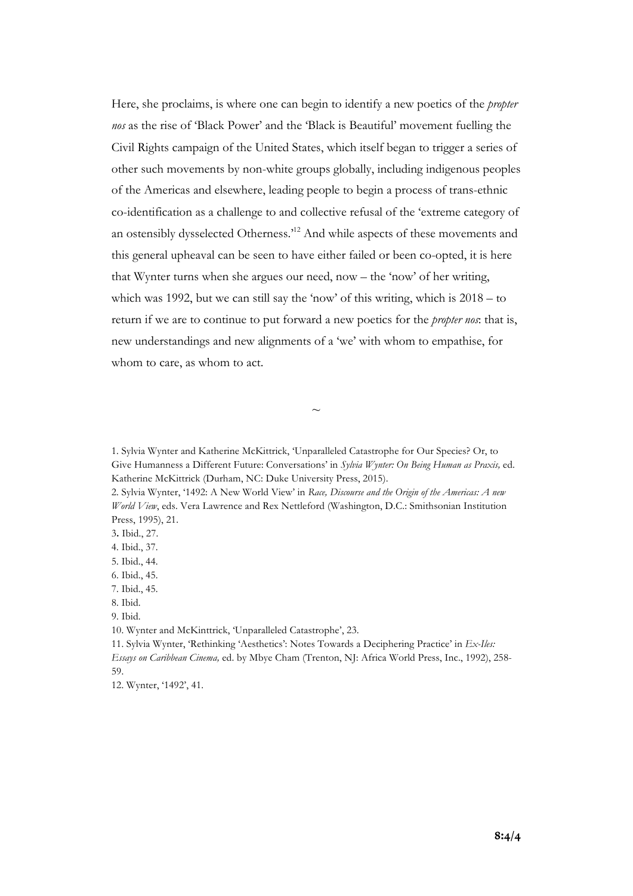Here, she proclaims, is where one can begin to identify a new poetics of the *propter nos* as the rise of 'Black Power' and the 'Black is Beautiful' movement fuelling the Civil Rights campaign of the United States, which itself began to trigger a series of other such movements by non-white groups globally, including indigenous peoples of the Americas and elsewhere, leading people to begin a process of trans-ethnic co-identification as a challenge to and collective refusal of the 'extreme category of an ostensibly dysselected Otherness.'[12] And while aspects of these movements and this general upheaval can be seen to have either failed or been co-opted, it is here that Wynter turns when she argues our need, now – the 'now' of her writing, which was 1992, but we can still say the 'now' of this writing, which is 2018 – to return if we are to continue to put forward a new poetics for the *propter nos*: that is, new understandings and new alignments of a 'we' with whom to empathise, for whom to care, as whom to act.

~

1. Sylvia Wynter and Katherine McKittrick, 'Unparalleled Catastrophe for Our Species? Or, to Give Humanness a Different Future: Conversations' in *Sylvia Wynter: On Being Human as Praxis,* ed. Katherine McKittrick (Durham, NC: Duke University Press, 2015).
2. Sylvia Wynter, '1492: A New World View' in *Race, Discourse and the Origin of the Americas: A new World View*, eds. Vera Lawrence and Rex Nettleford (Washington, D.C.: Smithsonian Institution Press, 1995), 21.
3. Ibid., 27.
4. Ibid., 37.
5. Ibid., 44.
6. Ibid., 45.
7. Ibid., 45.
8. Ibid.
9. Ibid.
10. Wynter and McKinttrick, 'Unparalleled Catastrophe', 23.
11. Sylvia Wynter, 'Rethinking 'Aesthetics': Notes Towards a Deciphering Practice' in *Ex-Iles: Essays on Caribbean Cinema,* ed. by Mbye Cham (Trenton, NJ: Africa World Press, Inc., 1992), 258-59.
12. Wynter, '1492', 41.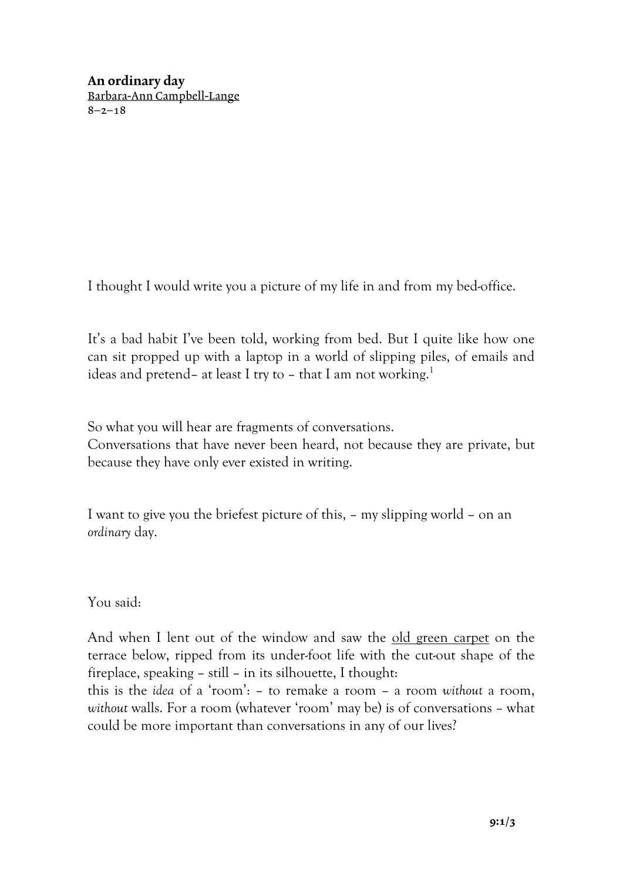**An ordinary day**
Barbara-Ann Campbell-Lange
8–2–18

I thought I would write you a picture of my life in and from my bed-office.

It's a bad habit I've been told, working from bed. But I quite like how one can sit propped up with a laptop in a world of slipping piles, of emails and ideas and pretend– at least I try to – that I am not working.[1]

So what you will hear are fragments of conversations.
Conversations that have never been heard, not because they are private, but because they have only ever existed in writing.

I want to give you the briefest picture of this, – my slipping world – on an *ordinary* day.

You said:

And when I lent out of the window and saw the old green carpet on the terrace below, ripped from its under-foot life with the cut-out shape of the fireplace, speaking – still – in its silhouette, I thought:
this is the *idea* of a 'room': – to remake a room – a room *without* a room, *without* walls. For a room (whatever 'room' may be) is of conversations – what could be more important than conversations in any of our lives?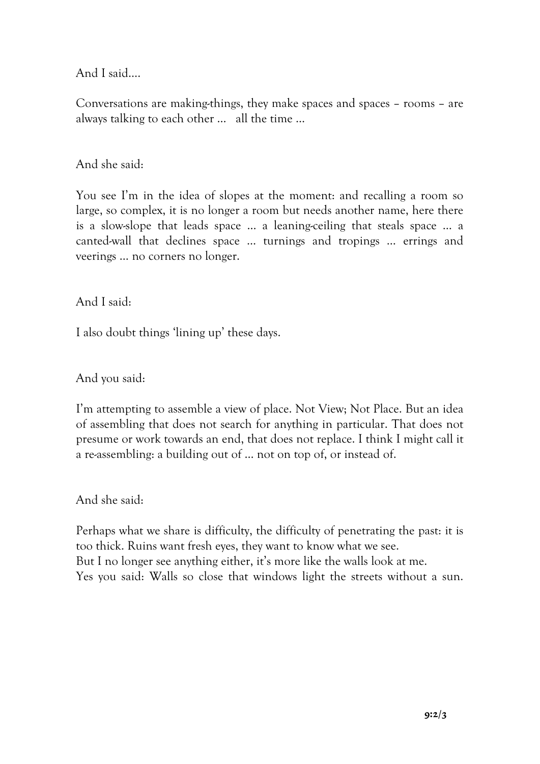And I said….

Conversations are making-things, they make spaces and spaces – rooms – are always talking to each other …   all the time …

And she said:

You see I'm in the idea of slopes at the moment: and recalling a room so large, so complex, it is no longer a room but needs another name, here there is a slow-slope that leads space … a leaning-ceiling that steals space … a canted-wall that declines space … turnings and tropings … errings and veerings … no corners no longer.

And I said:

I also doubt things 'lining up' these days.

And you said:

I'm attempting to assemble a view of place. Not View; Not Place. But an idea of assembling that does not search for anything in particular. That does not presume or work towards an end, that does not replace. I think I might call it a re-assembling: a building out of … not on top of, or instead of.

And she said:

Perhaps what we share is difficulty, the difficulty of penetrating the past: it is too thick. Ruins want fresh eyes, they want to know what we see.  
But I no longer see anything either, it's more like the walls look at me.  
Yes you said: Walls so close that windows light the streets without a sun.

**9:2/3**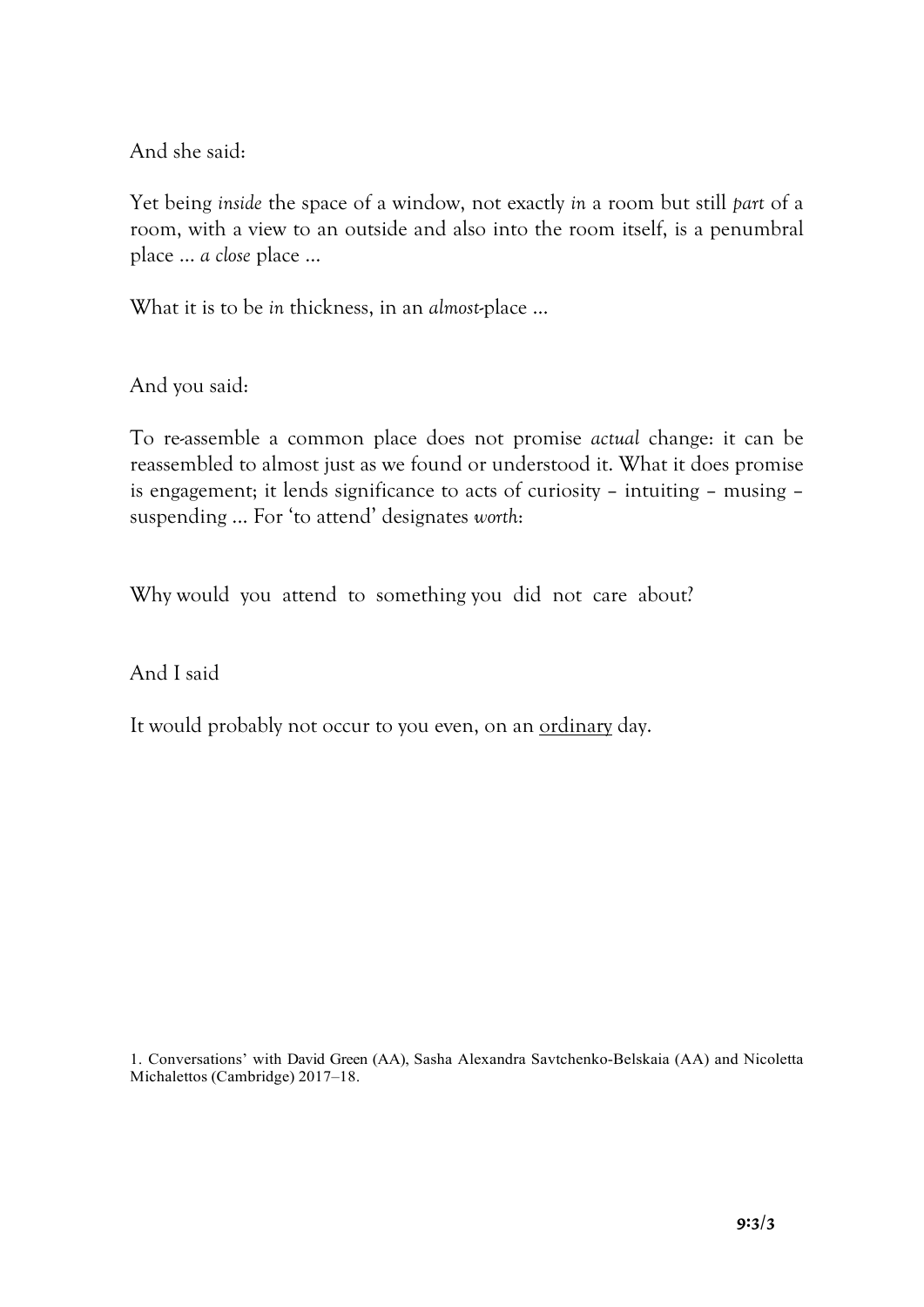And she said:

Yet being *inside* the space of a window, not exactly *in* a room but still *part* of a room, with a view to an outside and also into the room itself, is a penumbral place … *a close* place …

What it is to be *in* thickness, in an *almost*-place …

And you said:

To re-assemble a common place does not promise *actual* change: it can be reassembled to almost just as we found or understood it. What it does promise is engagement; it lends significance to acts of curiosity – intuiting – musing – suspending … For 'to attend' designates *worth*:

Why would you attend to something you did not care about?

And I said

It would probably not occur to you even, on an <u>ordinary</u> day.

1. Conversations' with David Green (AA), Sasha Alexandra Savtchenko-Belskaia (AA) and Nicoletta Michalettos (Cambridge) 2017–18.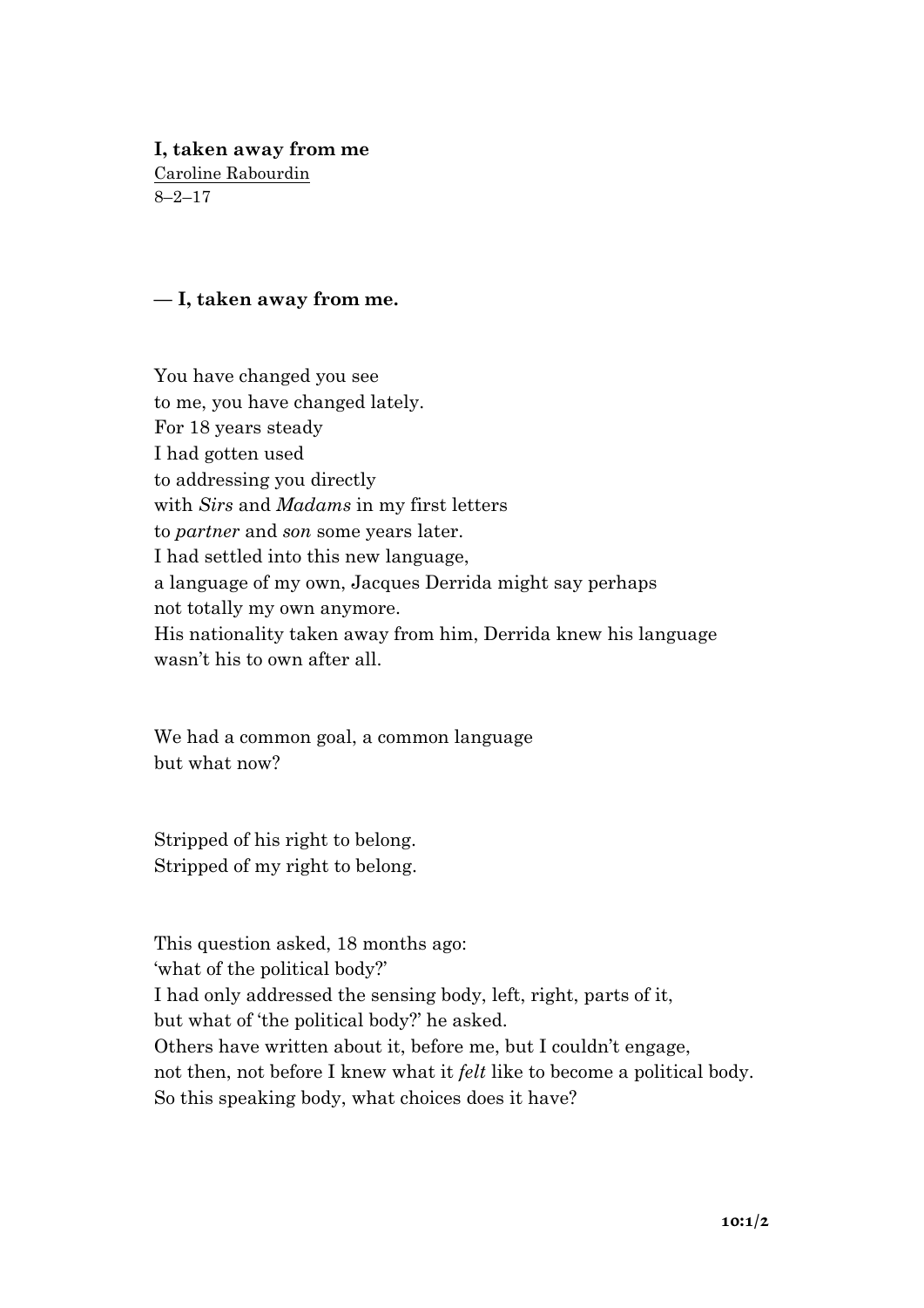**I, taken away from me**
Caroline Rabourdin
8–2–17

**— I, taken away from me.**

You have changed you see
to me, you have changed lately.
For 18 years steady
I had gotten used
to addressing you directly
with *Sirs* and *Madams* in my first letters
to *partner* and *son* some years later.
I had settled into this new language,
a language of my own, Jacques Derrida might say perhaps
not totally my own anymore.
His nationality taken away from him, Derrida knew his language
wasn't his to own after all.

We had a common goal, a common language
but what now?

Stripped of his right to belong.
Stripped of my right to belong.

This question asked, 18 months ago:
'what of the political body?'
I had only addressed the sensing body, left, right, parts of it,
but what of 'the political body?' he asked.
Others have written about it, before me, but I couldn't engage,
not then, not before I knew what it *felt* like to become a political body.
So this speaking body, what choices does it have?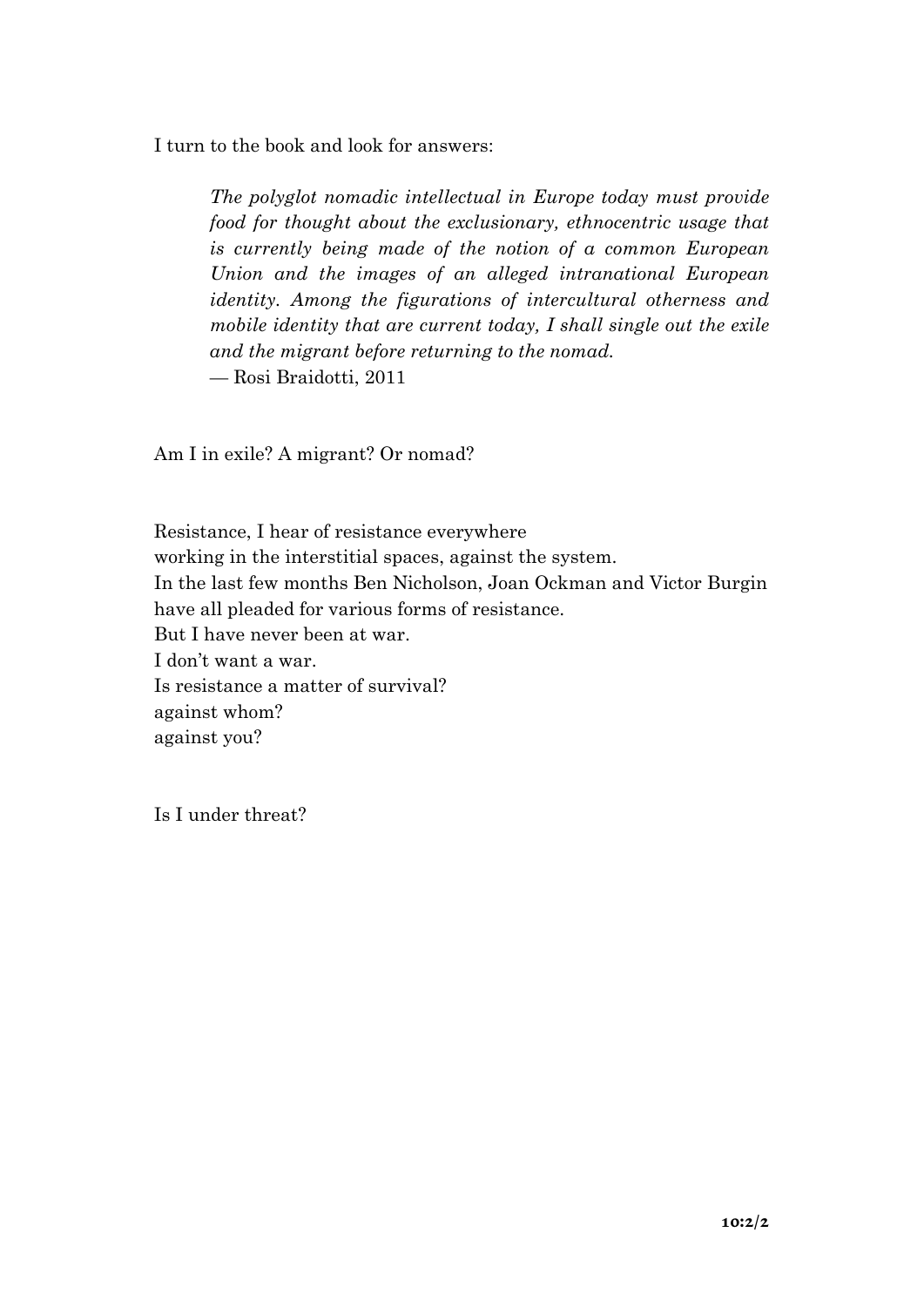I turn to the book and look for answers:

> *The polyglot nomadic intellectual in Europe today must provide food for thought about the exclusionary, ethnocentric usage that is currently being made of the notion of a common European Union and the images of an alleged intranational European identity. Among the figurations of intercultural otherness and mobile identity that are current today, I shall single out the exile and the migrant before returning to the nomad.*
> — Rosi Braidotti, 2011

Am I in exile? A migrant? Or nomad?

Resistance, I hear of resistance everywhere  
working in the interstitial spaces, against the system.  
In the last few months Ben Nicholson, Joan Ockman and Victor Burgin  
have all pleaded for various forms of resistance.  
But I have never been at war.  
I don't want a war.  
Is resistance a matter of survival?  
against whom?  
against you?

Is I under threat?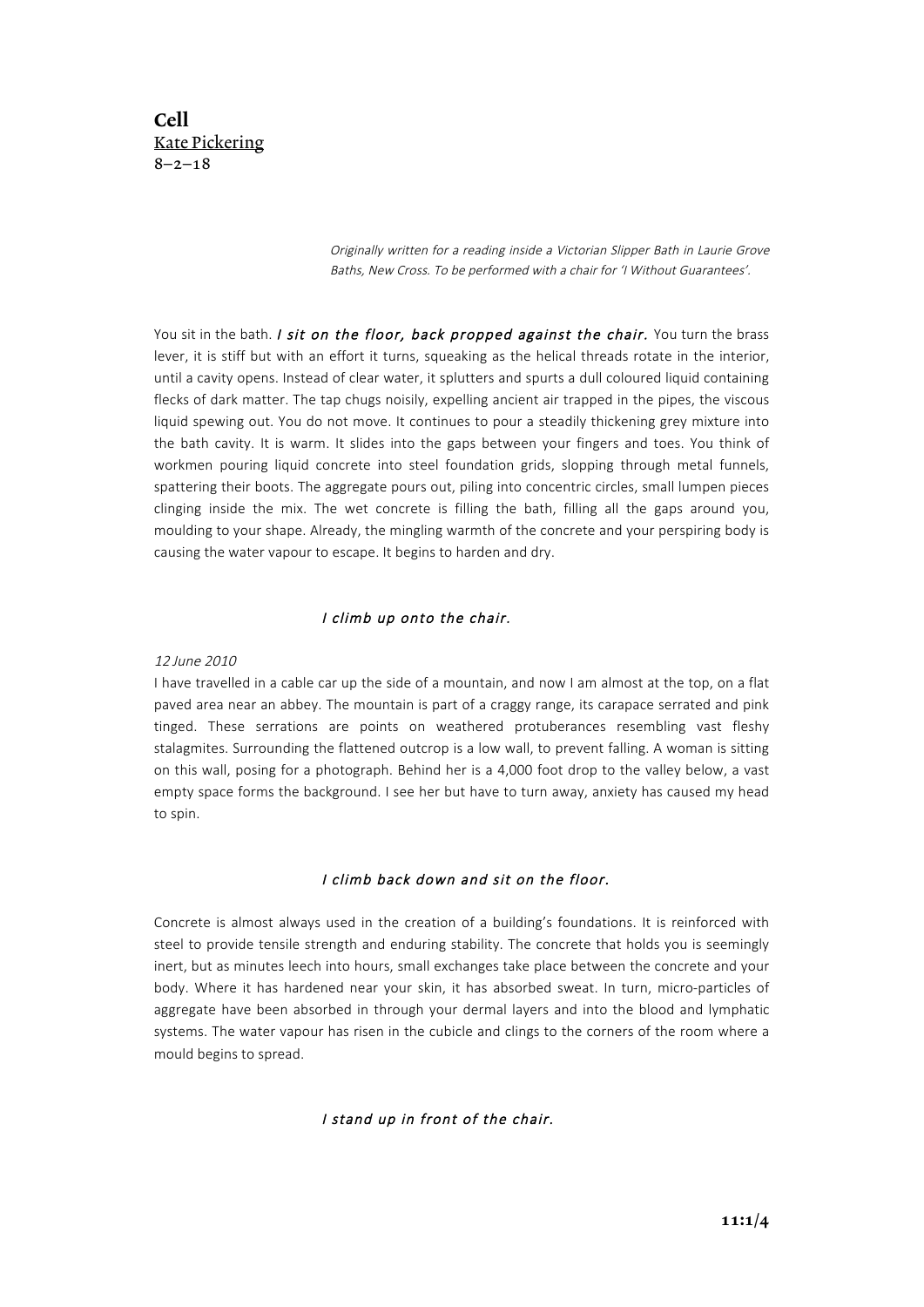# Cell

Kate Pickering

8–2–18

*Originally written for a reading inside a Victorian Slipper Bath in Laurie Grove Baths, New Cross. To be performed with a chair for 'I Without Guarantees'.*

You sit in the bath. ***I sit on the floor, back propped against the chair.*** You turn the brass lever, it is stiff but with an effort it turns, squeaking as the helical threads rotate in the interior, until a cavity opens. Instead of clear water, it splutters and spurts a dull coloured liquid containing flecks of dark matter. The tap chugs noisily, expelling ancient air trapped in the pipes, the viscous liquid spewing out. You do not move. It continues to pour a steadily thickening grey mixture into the bath cavity. It is warm. It slides into the gaps between your fingers and toes. You think of workmen pouring liquid concrete into steel foundation grids, slopping through metal funnels, spattering their boots. The aggregate pours out, piling into concentric circles, small lumpen pieces clinging inside the mix. The wet concrete is filling the bath, filling all the gaps around you, moulding to your shape. Already, the mingling warmth of the concrete and your perspiring body is causing the water vapour to escape. It begins to harden and dry.

*I climb up onto the chair.*

*12 June 2010*

I have travelled in a cable car up the side of a mountain, and now I am almost at the top, on a flat paved area near an abbey. The mountain is part of a craggy range, its carapace serrated and pink tinged. These serrations are points on weathered protuberances resembling vast fleshy stalagmites. Surrounding the flattened outcrop is a low wall, to prevent falling. A woman is sitting on this wall, posing for a photograph. Behind her is a 4,000 foot drop to the valley below, a vast empty space forms the background. I see her but have to turn away, anxiety has caused my head to spin.

*I climb back down and sit on the floor.*

Concrete is almost always used in the creation of a building's foundations. It is reinforced with steel to provide tensile strength and enduring stability. The concrete that holds you is seemingly inert, but as minutes leech into hours, small exchanges take place between the concrete and your body. Where it has hardened near your skin, it has absorbed sweat. In turn, micro-particles of aggregate have been absorbed in through your dermal layers and into the blood and lymphatic systems. The water vapour has risen in the cubicle and clings to the corners of the room where a mould begins to spread.

*I stand up in front of the chair.*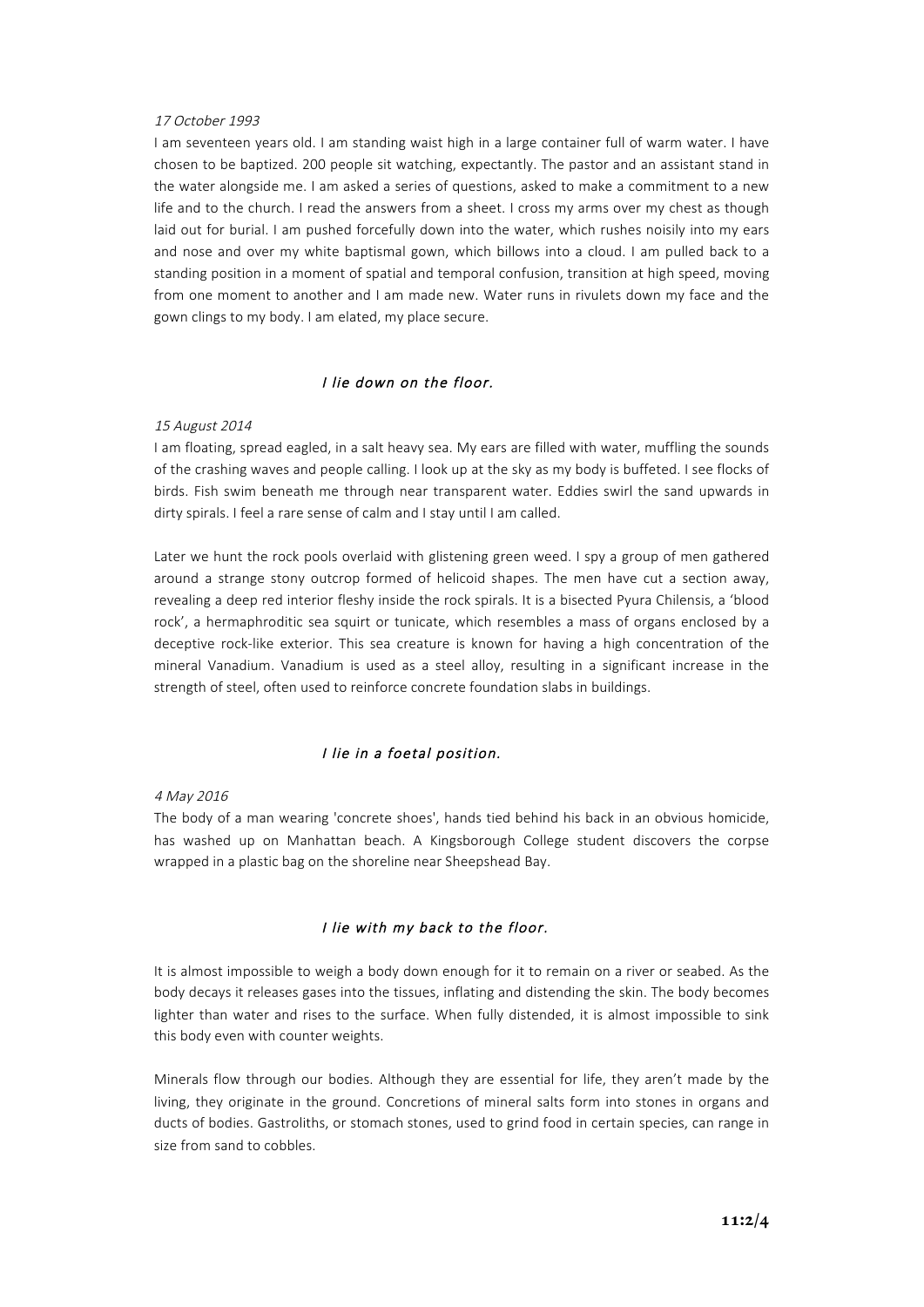*17 October 1993*

I am seventeen years old. I am standing waist high in a large container full of warm water. I have chosen to be baptized. 200 people sit watching, expectantly. The pastor and an assistant stand in the water alongside me. I am asked a series of questions, asked to make a commitment to a new life and to the church. I read the answers from a sheet. I cross my arms over my chest as though laid out for burial. I am pushed forcefully down into the water, which rushes noisily into my ears and nose and over my white baptismal gown, which billows into a cloud. I am pulled back to a standing position in a moment of spatial and temporal confusion, transition at high speed, moving from one moment to another and I am made new. Water runs in rivulets down my face and the gown clings to my body. I am elated, my place secure.

*I lie down on the floor.*

*15 August 2014*

I am floating, spread eagled, in a salt heavy sea. My ears are filled with water, muffling the sounds of the crashing waves and people calling. I look up at the sky as my body is buffeted. I see flocks of birds. Fish swim beneath me through near transparent water. Eddies swirl the sand upwards in dirty spirals. I feel a rare sense of calm and I stay until I am called.

Later we hunt the rock pools overlaid with glistening green weed. I spy a group of men gathered around a strange stony outcrop formed of helicoid shapes. The men have cut a section away, revealing a deep red interior fleshy inside the rock spirals. It is a bisected Pyura Chilensis, a 'blood rock', a hermaphroditic sea squirt or tunicate, which resembles a mass of organs enclosed by a deceptive rock-like exterior. This sea creature is known for having a high concentration of the mineral Vanadium. Vanadium is used as a steel alloy, resulting in a significant increase in the strength of steel, often used to reinforce concrete foundation slabs in buildings.

*I lie in a foetal position.*

*4 May 2016*

The body of a man wearing 'concrete shoes', hands tied behind his back in an obvious homicide, has washed up on Manhattan beach. A Kingsborough College student discovers the corpse wrapped in a plastic bag on the shoreline near Sheepshead Bay.

*I lie with my back to the floor.*

It is almost impossible to weigh a body down enough for it to remain on a river or seabed. As the body decays it releases gases into the tissues, inflating and distending the skin. The body becomes lighter than water and rises to the surface. When fully distended, it is almost impossible to sink this body even with counter weights.

Minerals flow through our bodies. Although they are essential for life, they aren't made by the living, they originate in the ground. Concretions of mineral salts form into stones in organs and ducts of bodies. Gastroliths, or stomach stones, used to grind food in certain species, can range in size from sand to cobbles.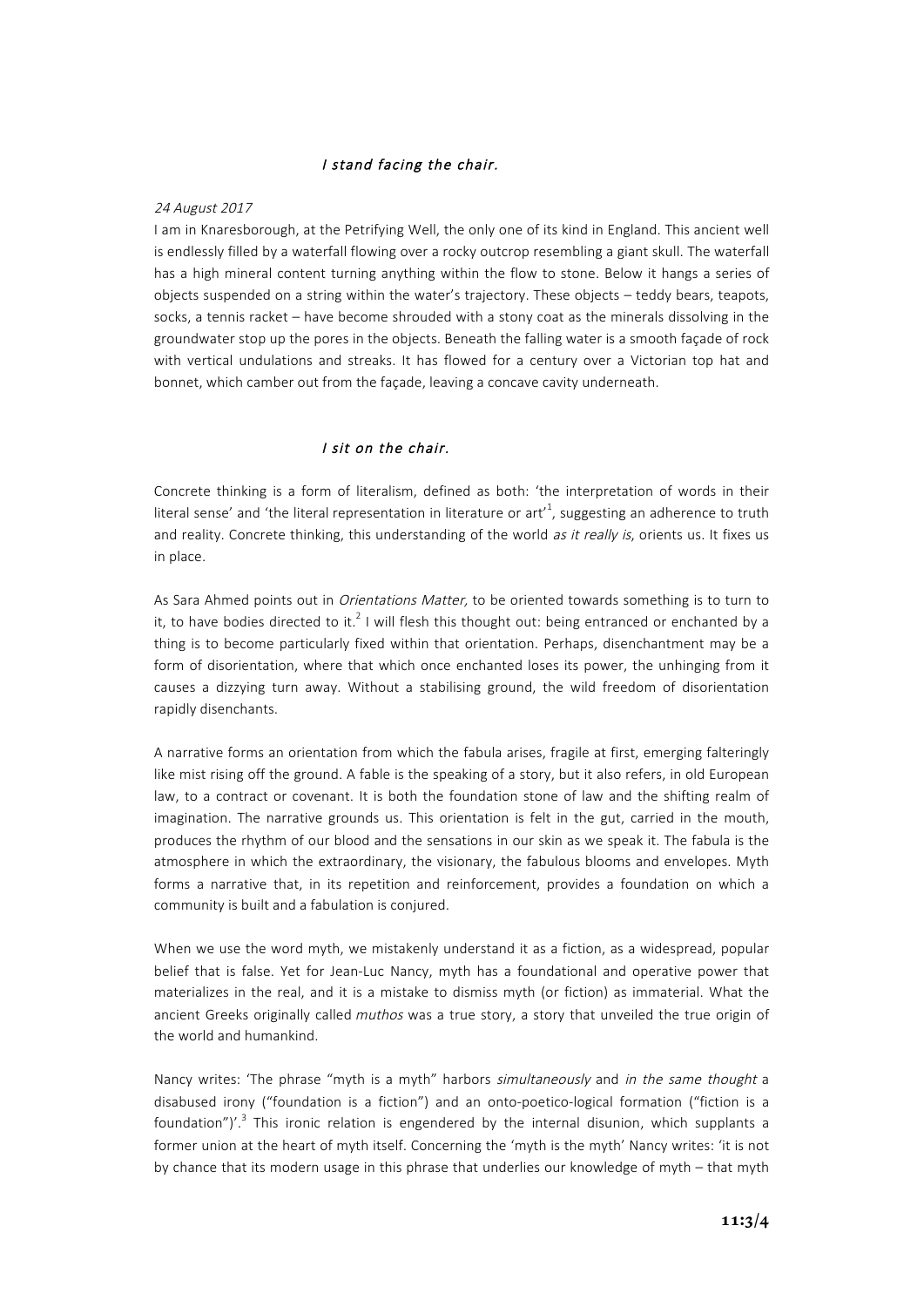*I stand facing the chair.*

*24 August 2017*

I am in Knaresborough, at the Petrifying Well, the only one of its kind in England. This ancient well is endlessly filled by a waterfall flowing over a rocky outcrop resembling a giant skull. The waterfall has a high mineral content turning anything within the flow to stone. Below it hangs a series of objects suspended on a string within the water's trajectory. These objects – teddy bears, teapots, socks, a tennis racket – have become shrouded with a stony coat as the minerals dissolving in the groundwater stop up the pores in the objects. Beneath the falling water is a smooth façade of rock with vertical undulations and streaks. It has flowed for a century over a Victorian top hat and bonnet, which camber out from the façade, leaving a concave cavity underneath.

*I sit on the chair.*

Concrete thinking is a form of literalism, defined as both: 'the interpretation of words in their literal sense' and 'the literal representation in literature or art'[1], suggesting an adherence to truth and reality. Concrete thinking, this understanding of the world *as it really is*, orients us. It fixes us in place.

As Sara Ahmed points out in *Orientations Matter,* to be oriented towards something is to turn to it, to have bodies directed to it.[2] I will flesh this thought out: being entranced or enchanted by a thing is to become particularly fixed within that orientation. Perhaps, disenchantment may be a form of disorientation, where that which once enchanted loses its power, the unhinging from it causes a dizzying turn away. Without a stabilising ground, the wild freedom of disorientation rapidly disenchants.

A narrative forms an orientation from which the fabula arises, fragile at first, emerging falteringly like mist rising off the ground. A fable is the speaking of a story, but it also refers, in old European law, to a contract or covenant. It is both the foundation stone of law and the shifting realm of imagination. The narrative grounds us. This orientation is felt in the gut, carried in the mouth, produces the rhythm of our blood and the sensations in our skin as we speak it. The fabula is the atmosphere in which the extraordinary, the visionary, the fabulous blooms and envelopes. Myth forms a narrative that, in its repetition and reinforcement, provides a foundation on which a community is built and a fabulation is conjured.

When we use the word myth, we mistakenly understand it as a fiction, as a widespread, popular belief that is false. Yet for Jean-Luc Nancy, myth has a foundational and operative power that materializes in the real, and it is a mistake to dismiss myth (or fiction) as immaterial. What the ancient Greeks originally called *muthos* was a true story, a story that unveiled the true origin of the world and humankind.

Nancy writes: 'The phrase "myth is a myth" harbors *simultaneously* and *in the same thought* a disabused irony ("foundation is a fiction") and an onto-poetico-logical formation ("fiction is a foundation")'.[3] This ironic relation is engendered by the internal disunion, which supplants a former union at the heart of myth itself. Concerning the 'myth is the myth' Nancy writes: 'it is not by chance that its modern usage in this phrase that underlies our knowledge of myth – that myth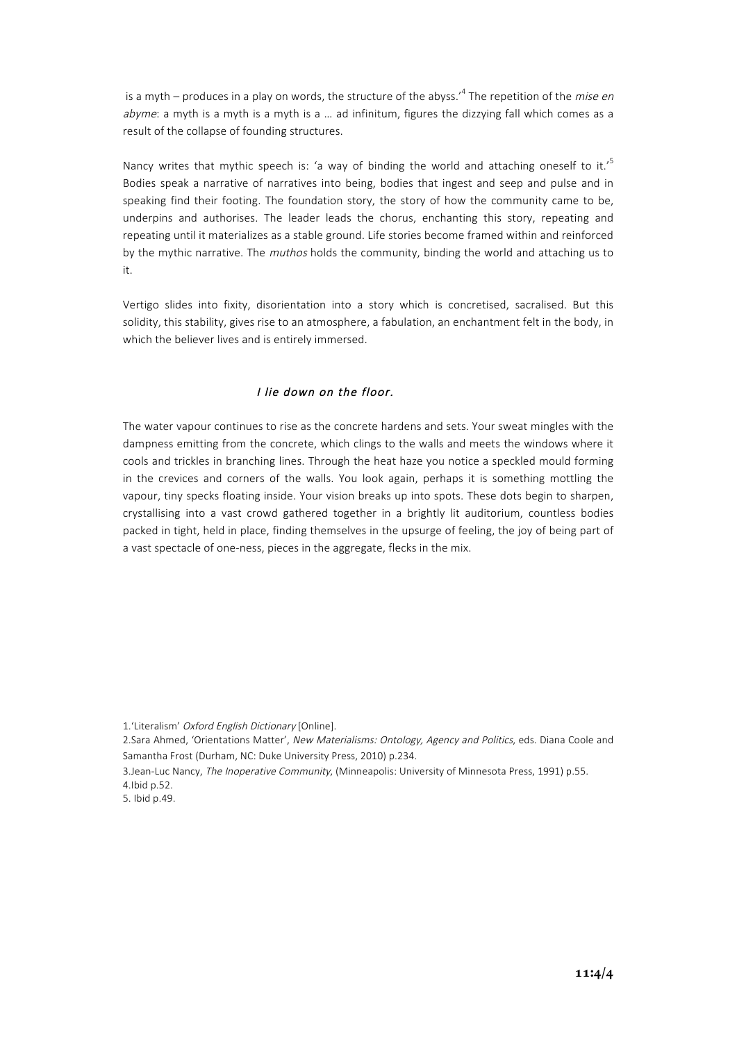is a myth – produces in a play on words, the structure of the abyss.'[4] The repetition of the *mise en abyme*: a myth is a myth is a myth is a … ad infinitum, figures the dizzying fall which comes as a result of the collapse of founding structures.

Nancy writes that mythic speech is: 'a way of binding the world and attaching oneself to it.'[5] Bodies speak a narrative of narratives into being, bodies that ingest and seep and pulse and in speaking find their footing. The foundation story, the story of how the community came to be, underpins and authorises. The leader leads the chorus, enchanting this story, repeating and repeating until it materializes as a stable ground. Life stories become framed within and reinforced by the mythic narrative. The *muthos* holds the community, binding the world and attaching us to it.

Vertigo slides into fixity, disorientation into a story which is concretised, sacralised. But this solidity, this stability, gives rise to an atmosphere, a fabulation, an enchantment felt in the body, in which the believer lives and is entirely immersed.

*I lie down on the floor.*

The water vapour continues to rise as the concrete hardens and sets. Your sweat mingles with the dampness emitting from the concrete, which clings to the walls and meets the windows where it cools and trickles in branching lines. Through the heat haze you notice a speckled mould forming in the crevices and corners of the walls. You look again, perhaps it is something mottling the vapour, tiny specks floating inside. Your vision breaks up into spots. These dots begin to sharpen, crystallising into a vast crowd gathered together in a brightly lit auditorium, countless bodies packed in tight, held in place, finding themselves in the upsurge of feeling, the joy of being part of a vast spectacle of one-ness, pieces in the aggregate, flecks in the mix.

1.'Literalism' *Oxford English Dictionary* [Online].
2.Sara Ahmed, 'Orientations Matter', *New Materialisms: Ontology, Agency and Politics*, eds. Diana Coole and Samantha Frost (Durham, NC: Duke University Press, 2010) p.234.
3.Jean-Luc Nancy, *The Inoperative Community*, (Minneapolis: University of Minnesota Press, 1991) p.55.
4.Ibid p.52.
5. Ibid p.49.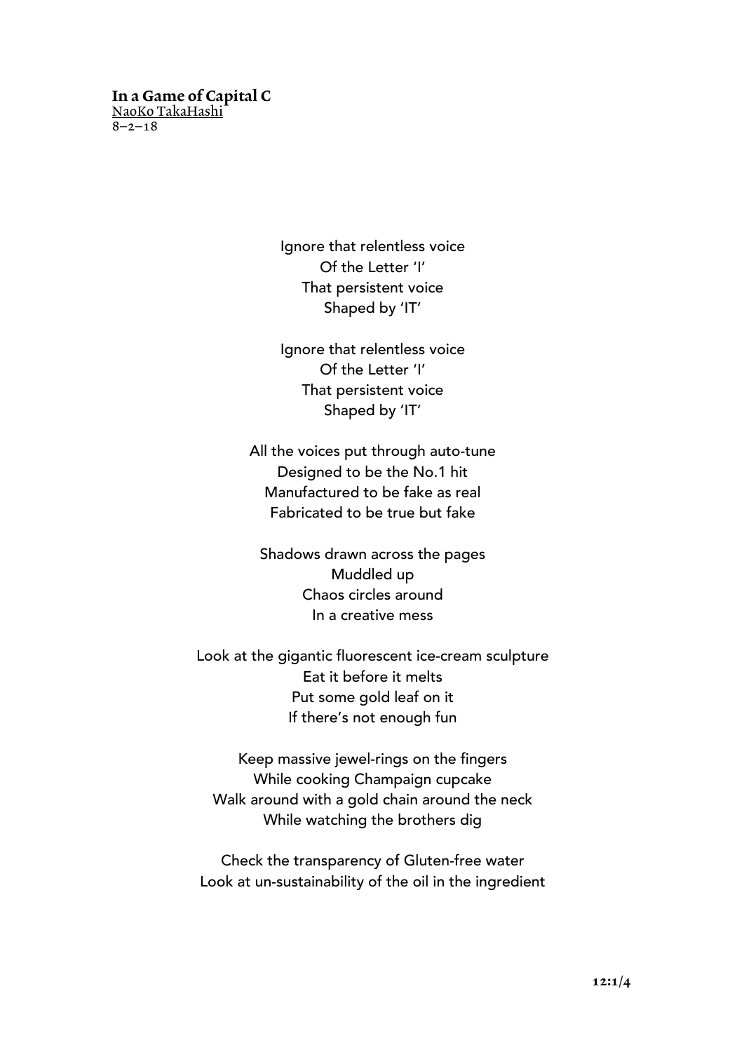**In a Game of Capital C**
NaoKo TakaHashi
8–2–18

Ignore that relentless voice
Of the Letter 'I'
That persistent voice
Shaped by 'IT'

Ignore that relentless voice
Of the Letter 'I'
That persistent voice
Shaped by 'IT'

All the voices put through auto-tune
Designed to be the No.1 hit
Manufactured to be fake as real
Fabricated to be true but fake

Shadows drawn across the pages
Muddled up
Chaos circles around
In a creative mess

Look at the gigantic fluorescent ice-cream sculpture
Eat it before it melts
Put some gold leaf on it
If there's not enough fun

Keep massive jewel-rings on the fingers
While cooking Champaign cupcake
Walk around with a gold chain around the neck
While watching the brothers dig

Check the transparency of Gluten-free water
Look at un-sustainability of the oil in the ingredient

**12:1/4**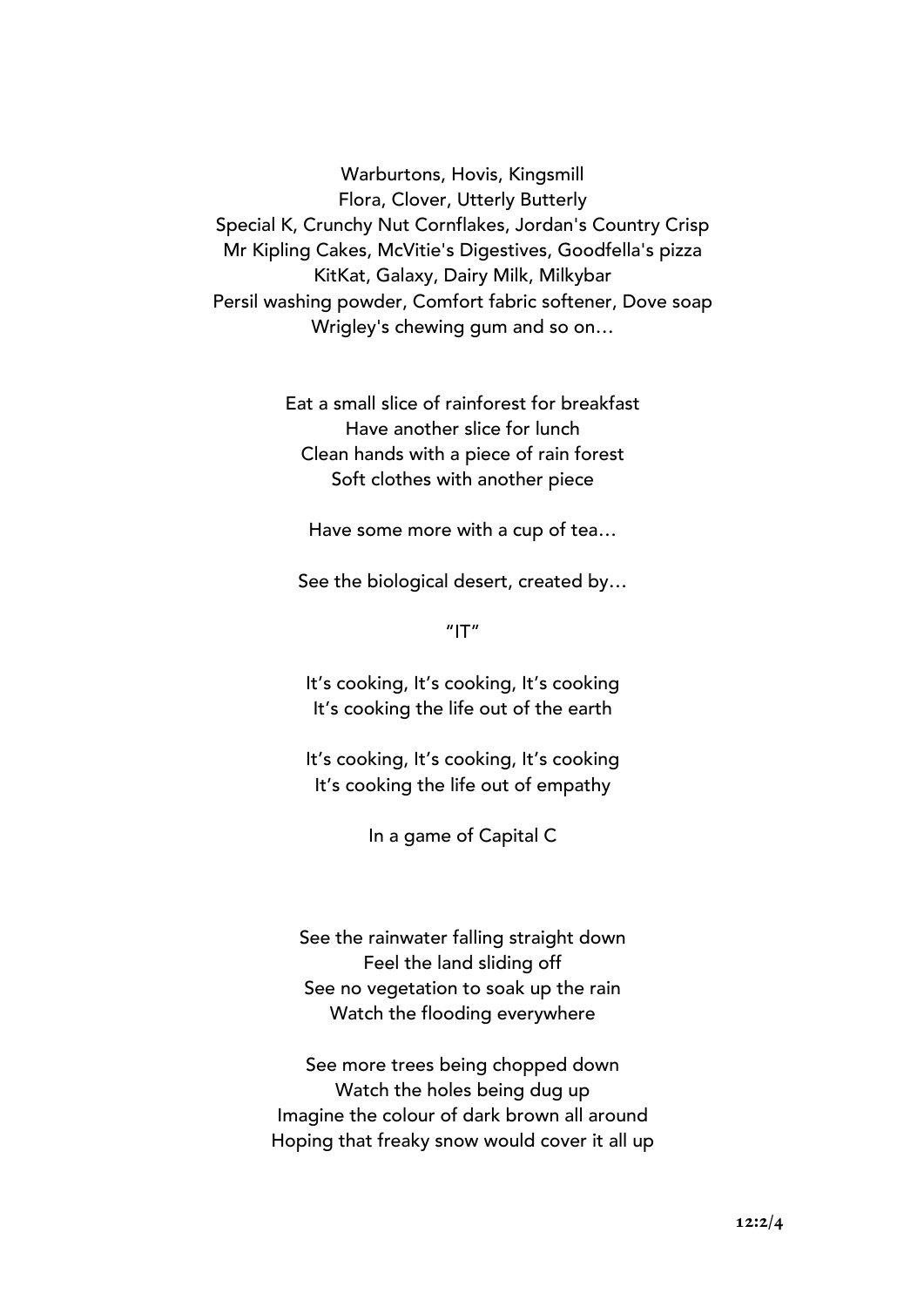Warburtons, Hovis, Kingsmill
Flora, Clover, Utterly Butterly
Special K, Crunchy Nut Cornflakes, Jordan's Country Crisp
Mr Kipling Cakes, McVitie's Digestives, Goodfella's pizza
KitKat, Galaxy, Dairy Milk, Milkybar
Persil washing powder, Comfort fabric softener, Dove soap
Wrigley's chewing gum and so on…

Eat a small slice of rainforest for breakfast
Have another slice for lunch
Clean hands with a piece of rain forest
Soft clothes with another piece

Have some more with a cup of tea…

See the biological desert, created by…

"IT"

It's cooking, It's cooking, It's cooking
It's cooking the life out of the earth

It's cooking, It's cooking, It's cooking
It's cooking the life out of empathy

In a game of Capital C

See the rainwater falling straight down
Feel the land sliding off
See no vegetation to soak up the rain
Watch the flooding everywhere

See more trees being chopped down
Watch the holes being dug up
Imagine the colour of dark brown all around
Hoping that freaky snow would cover it all up

**12:2/4**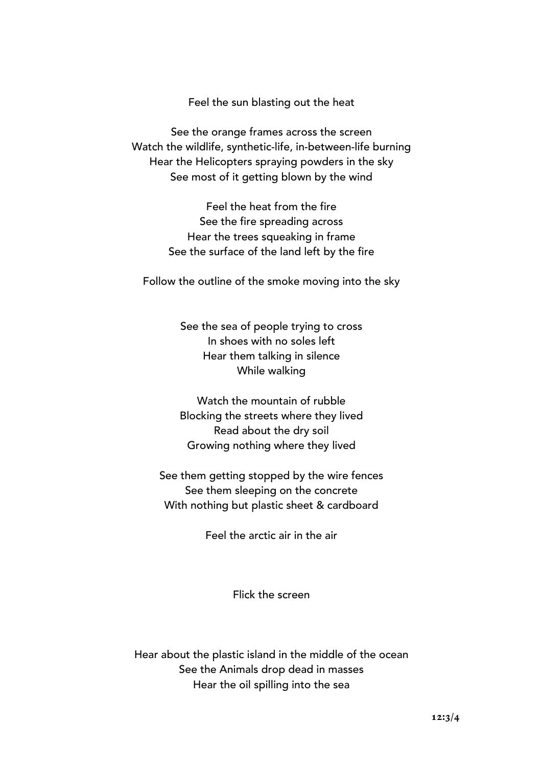Feel the sun blasting out the heat

See the orange frames across the screen  
Watch the wildlife, synthetic-life, in-between-life burning  
Hear the Helicopters spraying powders in the sky  
See most of it getting blown by the wind

Feel the heat from the fire  
See the fire spreading across  
Hear the trees squeaking in frame  
See the surface of the land left by the fire

Follow the outline of the smoke moving into the sky

See the sea of people trying to cross  
In shoes with no soles left  
Hear them talking in silence  
While walking

Watch the mountain of rubble  
Blocking the streets where they lived  
Read about the dry soil  
Growing nothing where they lived

See them getting stopped by the wire fences  
See them sleeping on the concrete  
With nothing but plastic sheet & cardboard

Feel the arctic air in the air

Flick the screen

Hear about the plastic island in the middle of the ocean  
See the Animals drop dead in masses  
Hear the oil spilling into the sea

**12:3/4**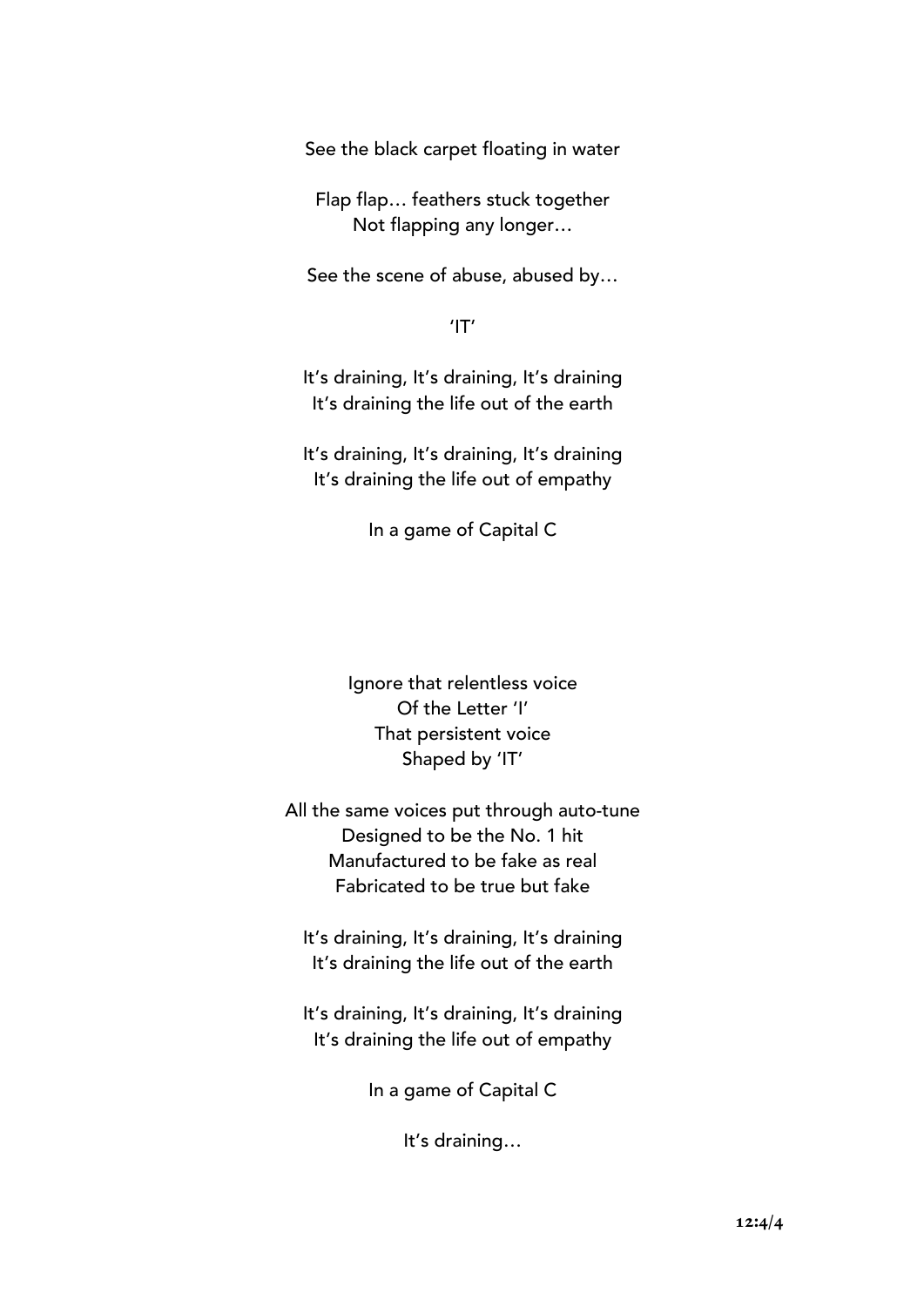See the black carpet floating in water

Flap flap… feathers stuck together
Not flapping any longer…

See the scene of abuse, abused by…

'IT'

It's draining, It's draining, It's draining
It's draining the life out of the earth

It's draining, It's draining, It's draining
It's draining the life out of empathy

In a game of Capital C

Ignore that relentless voice
Of the Letter 'I'
That persistent voice
Shaped by 'IT'

All the same voices put through auto-tune
Designed to be the No. 1 hit
Manufactured to be fake as real
Fabricated to be true but fake

It's draining, It's draining, It's draining
It's draining the life out of the earth

It's draining, It's draining, It's draining
It's draining the life out of empathy

In a game of Capital C

It's draining…

**12:4/4**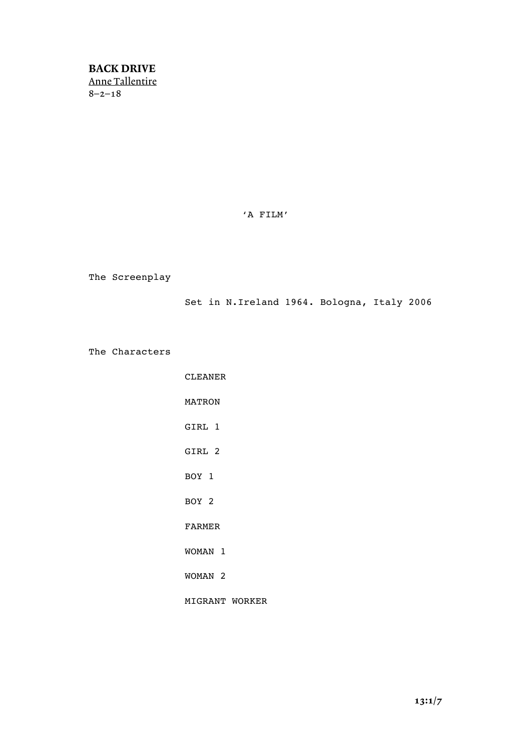**BACK DRIVE**
Anne Tallentire
8–2–18

'A FILM'

The Screenplay

Set in N.Ireland 1964. Bologna, Italy 2006

The Characters

CLEANER

MATRON

GIRL 1

GIRL 2

BOY 1

BOY 2

FARMER

WOMAN 1

WOMAN 2

MIGRANT WORKER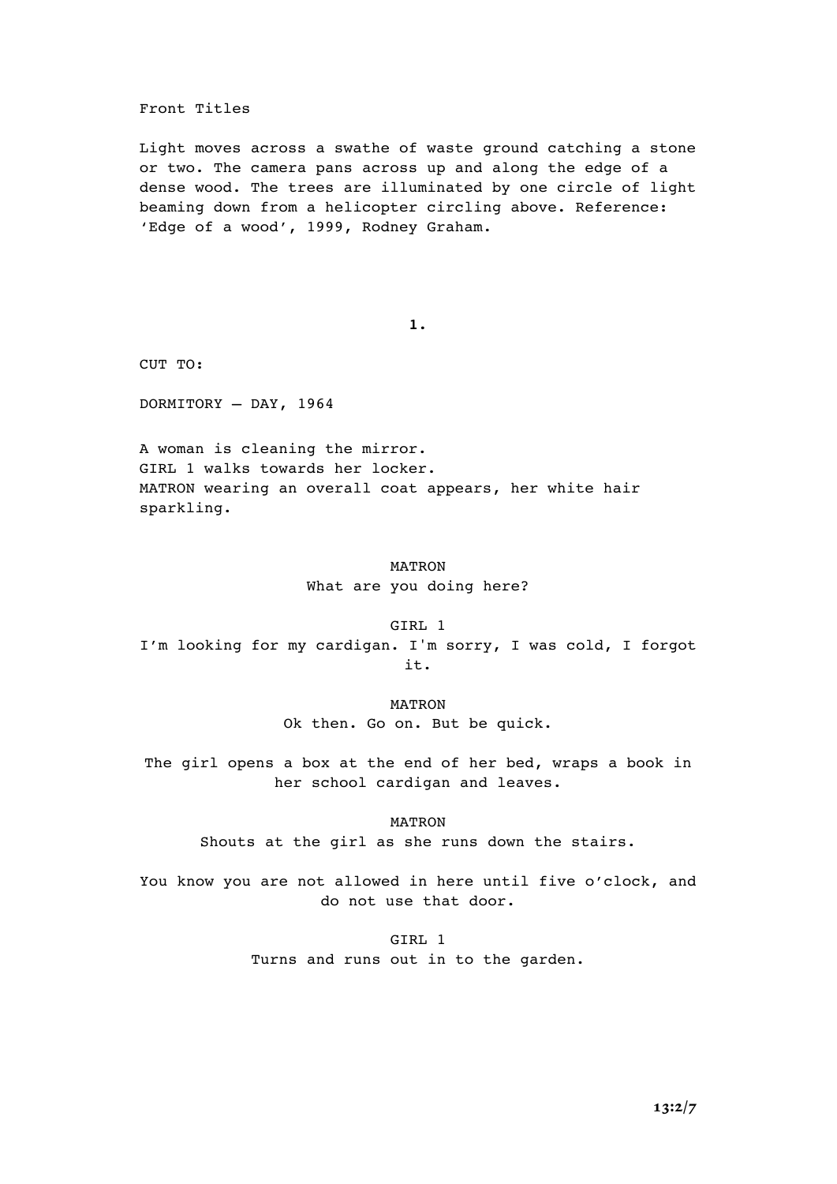Front Titles

Light moves across a swathe of waste ground catching a stone or two. The camera pans across up and along the edge of a dense wood. The trees are illuminated by one circle of light beaming down from a helicopter circling above. Reference: 'Edge of a wood', 1999, Rodney Graham.

**1.**

CUT TO:

DORMITORY – DAY, 1964

A woman is cleaning the mirror.
GIRL 1 walks towards her locker.
MATRON wearing an overall coat appears, her white hair sparkling.

MATRON
What are you doing here?

GIRL 1
I'm looking for my cardigan. I'm sorry, I was cold, I forgot it.

MATRON
Ok then. Go on. But be quick.

The girl opens a box at the end of her bed, wraps a book in her school cardigan and leaves.

MATRON
Shouts at the girl as she runs down the stairs.

You know you are not allowed in here until five o'clock, and do not use that door.

GIRL 1
Turns and runs out in to the garden.

**13:2/7**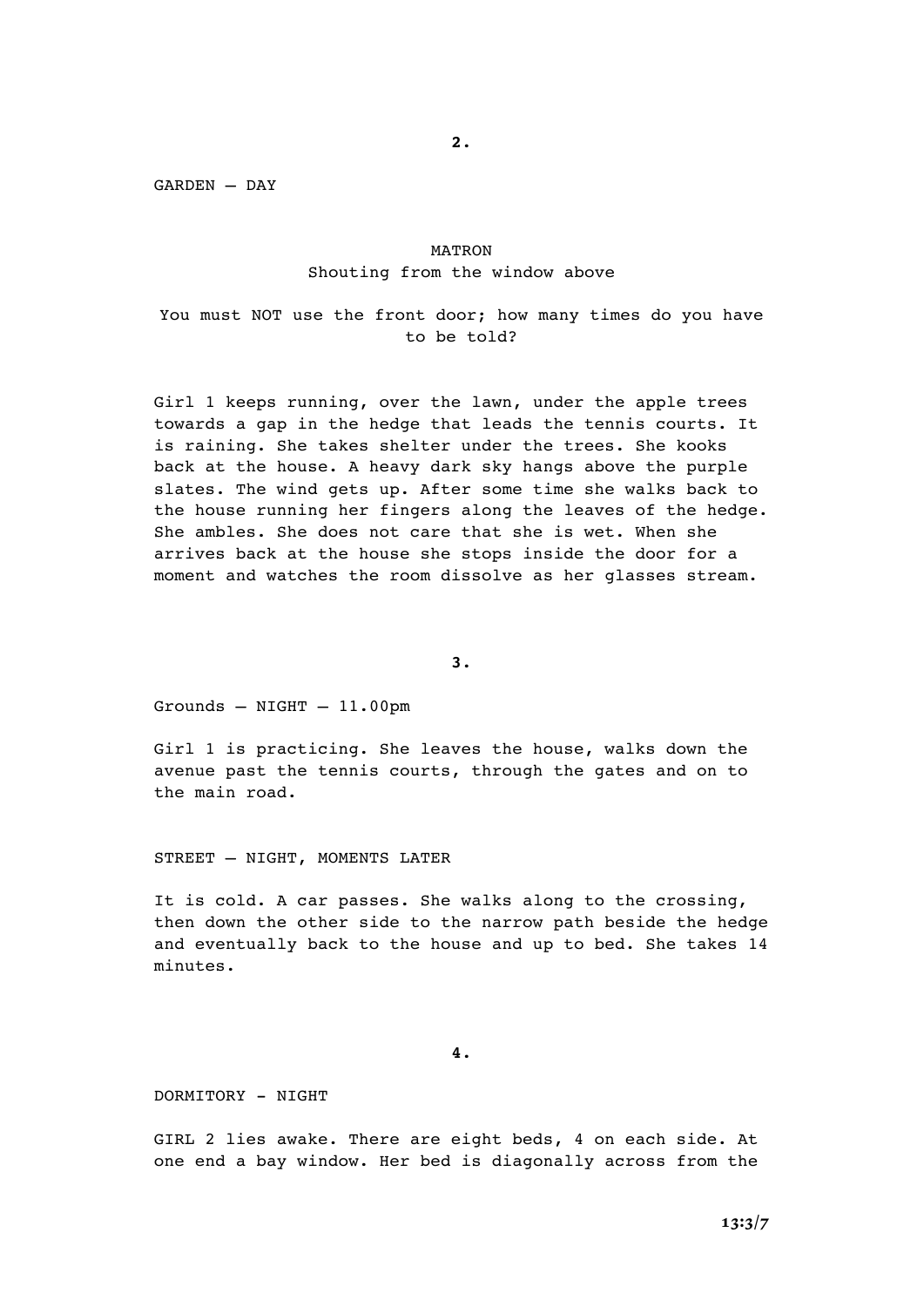**2.**

GARDEN – DAY

MATRON
Shouting from the window above

You must NOT use the front door; how many times do you have to be told?

Girl 1 keeps running, over the lawn, under the apple trees towards a gap in the hedge that leads the tennis courts. It is raining. She takes shelter under the trees. She kooks back at the house. A heavy dark sky hangs above the purple slates. The wind gets up. After some time she walks back to the house running her fingers along the leaves of the hedge. She ambles. She does not care that she is wet. When she arrives back at the house she stops inside the door for a moment and watches the room dissolve as her glasses stream.

**3.**

Grounds – NIGHT – 11.00pm

Girl 1 is practicing. She leaves the house, walks down the avenue past the tennis courts, through the gates and on to the main road.

STREET – NIGHT, MOMENTS LATER

It is cold. A car passes. She walks along to the crossing, then down the other side to the narrow path beside the hedge and eventually back to the house and up to bed. She takes 14 minutes.

**4.**

DORMITORY - NIGHT

GIRL 2 lies awake. There are eight beds, 4 on each side. At one end a bay window. Her bed is diagonally across from the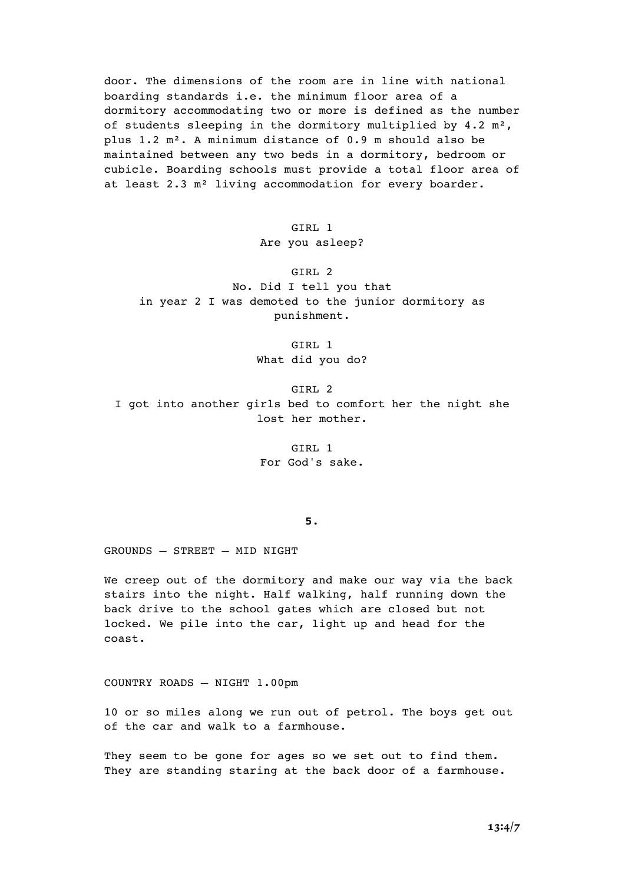door. The dimensions of the room are in line with national boarding standards i.e. the minimum floor area of a dormitory accommodating two or more is defined as the number of students sleeping in the dormitory multiplied by 4.2 $m^2$, plus 1.2 $m^2$. A minimum distance of 0.9 m should also be maintained between any two beds in a dormitory, bedroom or cubicle. Boarding schools must provide a total floor area of at least 2.3 $m^2$ living accommodation for every boarder.

GIRL 1
Are you asleep?

GIRL 2
No. Did I tell you that in year 2 I was demoted to the junior dormitory as punishment.

GIRL 1
What did you do?

GIRL 2
I got into another girls bed to comfort her the night she lost her mother.

GIRL 1
For God's sake.

**5.**

GROUNDS – STREET – MID NIGHT

We creep out of the dormitory and make our way via the back stairs into the night. Half walking, half running down the back drive to the school gates which are closed but not locked. We pile into the car, light up and head for the coast.

COUNTRY ROADS – NIGHT 1.00pm

10 or so miles along we run out of petrol. The boys get out of the car and walk to a farmhouse.

They seem to be gone for ages so we set out to find them. They are standing staring at the back door of a farmhouse.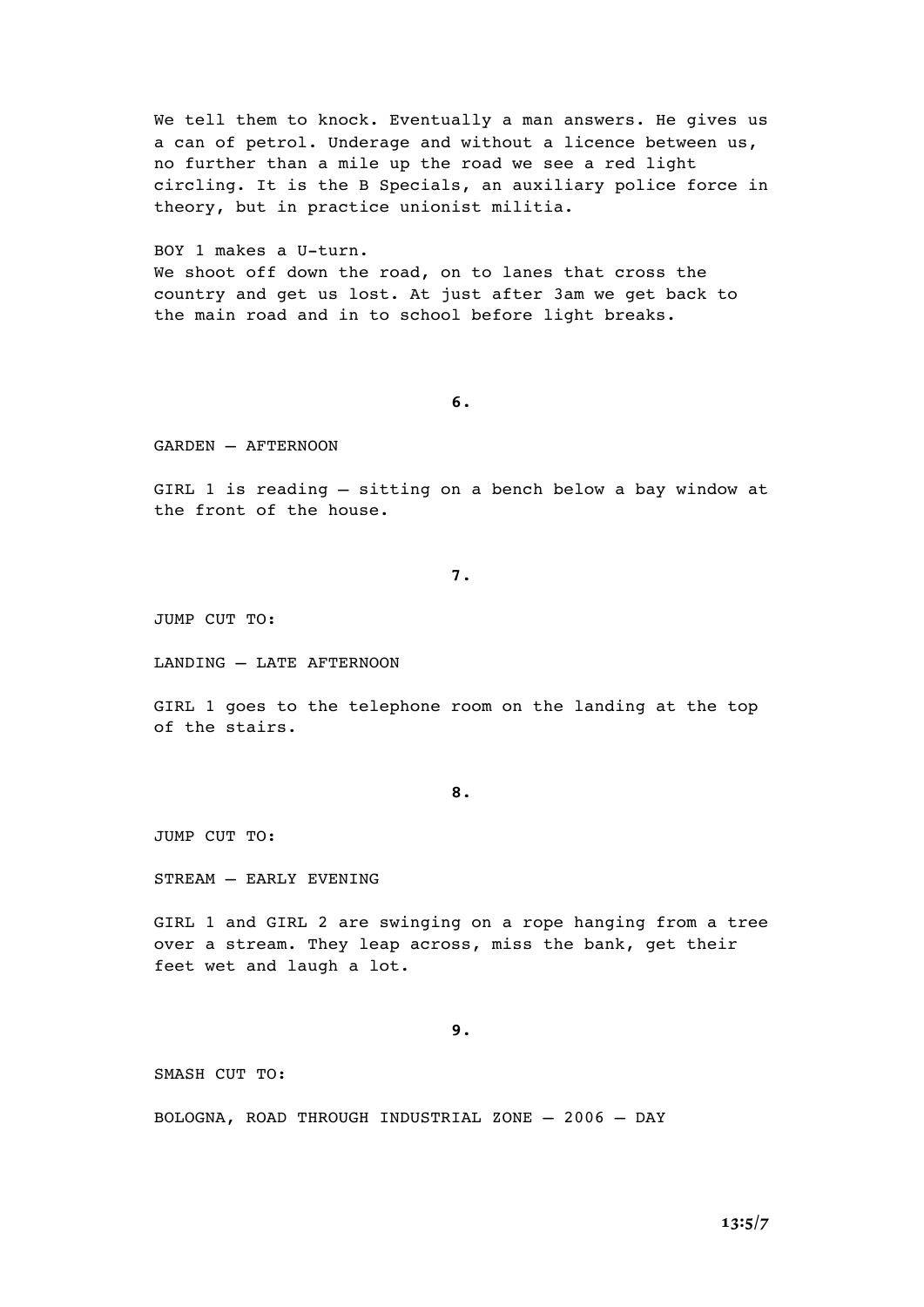We tell them to knock. Eventually a man answers. He gives us a can of petrol. Underage and without a licence between us, no further than a mile up the road we see a red light circling. It is the B Specials, an auxiliary police force in theory, but in practice unionist militia.

BOY 1 makes a U-turn.
We shoot off down the road, on to lanes that cross the country and get us lost. At just after 3am we get back to the main road and in to school before light breaks.

**6.**

GARDEN – AFTERNOON

GIRL 1 is reading – sitting on a bench below a bay window at the front of the house.

**7.**

JUMP CUT TO:

LANDING – LATE AFTERNOON

GIRL 1 goes to the telephone room on the landing at the top of the stairs.

**8.**

JUMP CUT TO:

STREAM – EARLY EVENING

GIRL 1 and GIRL 2 are swinging on a rope hanging from a tree over a stream. They leap across, miss the bank, get their feet wet and laugh a lot.

**9.**

SMASH CUT TO:

BOLOGNA, ROAD THROUGH INDUSTRIAL ZONE – 2006 – DAY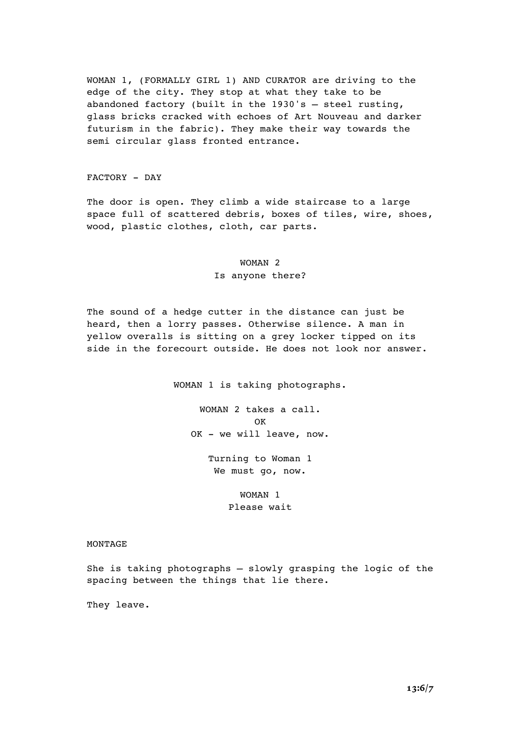WOMAN 1, (FORMALLY GIRL 1) AND CURATOR are driving to the edge of the city. They stop at what they take to be abandoned factory (built in the 1930's – steel rusting, glass bricks cracked with echoes of Art Nouveau and darker futurism in the fabric). They make their way towards the semi circular glass fronted entrance.

FACTORY - DAY

The door is open. They climb a wide staircase to a large space full of scattered debris, boxes of tiles, wire, shoes, wood, plastic clothes, cloth, car parts.

WOMAN 2
Is anyone there?

The sound of a hedge cutter in the distance can just be heard, then a lorry passes. Otherwise silence. A man in yellow overalls is sitting on a grey locker tipped on its side in the forecourt outside. He does not look nor answer.

WOMAN 1 is taking photographs.

WOMAN 2 takes a call.
OK
OK - we will leave, now.

Turning to Woman 1
We must go, now.

WOMAN 1
Please wait

MONTAGE

She is taking photographs – slowly grasping the logic of the spacing between the things that lie there.

They leave.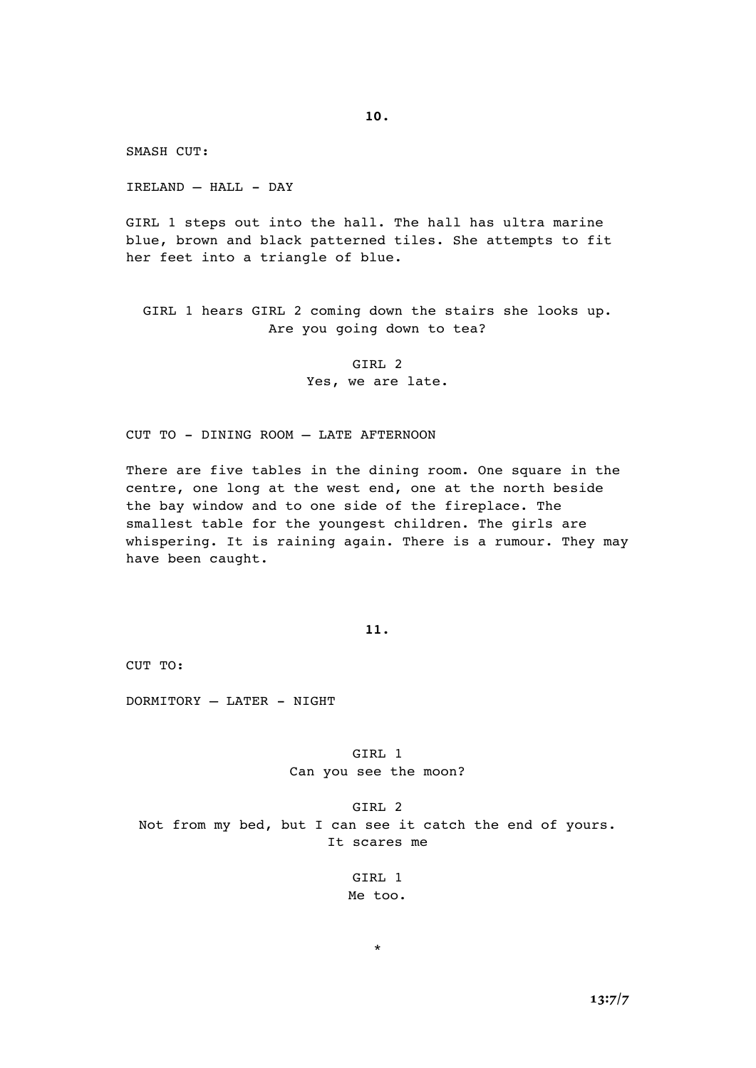**10.**

SMASH CUT:

IRELAND – HALL - DAY

GIRL 1 steps out into the hall. The hall has ultra marine blue, brown and black patterned tiles. She attempts to fit her feet into a triangle of blue.

GIRL 1 hears GIRL 2 coming down the stairs she looks up.
Are you going down to tea?

GIRL 2
Yes, we are late.

CUT TO - DINING ROOM – LATE AFTERNOON

There are five tables in the dining room. One square in the centre, one long at the west end, one at the north beside the bay window and to one side of the fireplace. The smallest table for the youngest children. The girls are whispering. It is raining again. There is a rumour. They may have been caught.

**11.**

CUT TO:

DORMITORY – LATER - NIGHT

GIRL 1
Can you see the moon?

GIRL 2
Not from my bed, but I can see it catch the end of yours. It scares me

GIRL 1
Me too.

*

**13:7/7**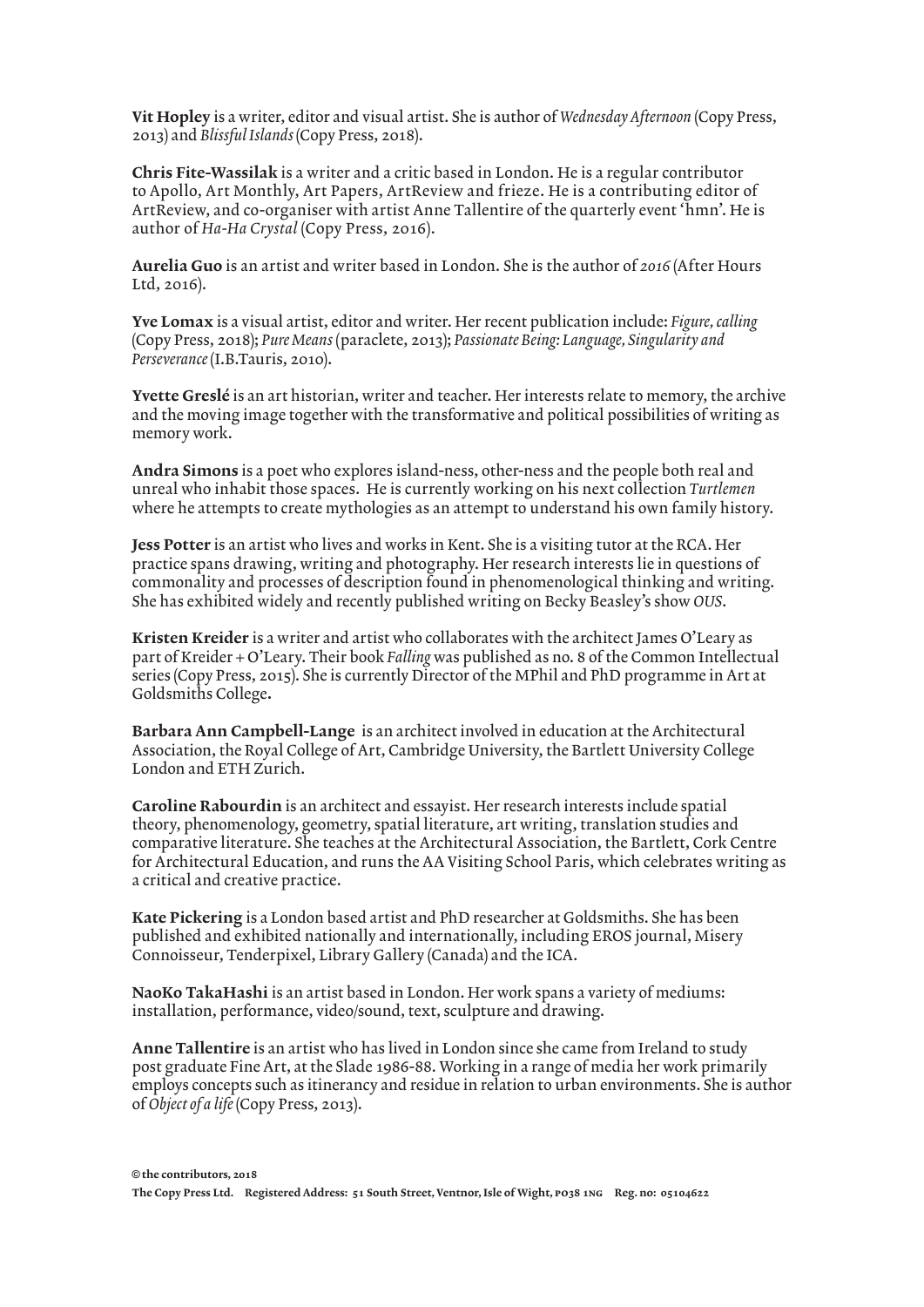**Vit Hopley** is a writer, editor and visual artist. She is author of *Wednesday Afternoon* (Copy Press, 2013) and *Blissful Islands* (Copy Press, 2018).

**Chris Fite-Wassilak** is a writer and a critic based in London. He is a regular contributor to Apollo, Art Monthly, Art Papers, ArtReview and frieze. He is a contributing editor of ArtReview, and co-organiser with artist Anne Tallentire of the quarterly event 'hmn'. He is author of *Ha-Ha Crystal* (Copy Press, 2016).

**Aurelia Guo** is an artist and writer based in London. She is the author of *2016* (After Hours Ltd, 2016).

**Yve Lomax** is a visual artist, editor and writer. Her recent publication include: *Figure, calling* (Copy Press, 2018); *Pure Means* (paraclete, 2013); *Passionate Being: Language, Singularity and Perseverance* (I.B.Tauris, 2010).

**Yvette Greslé** is an art historian, writer and teacher. Her interests relate to memory, the archive and the moving image together with the transformative and political possibilities of writing as memory work.

**Andra Simons** is a poet who explores island-ness, other-ness and the people both real and unreal who inhabit those spaces. He is currently working on his next collection *Turtlemen* where he attempts to create mythologies as an attempt to understand his own family history.

**Jess Potter** is an artist who lives and works in Kent. She is a visiting tutor at the RCA. Her practice spans drawing, writing and photography. Her research interests lie in questions of commonality and processes of description found in phenomenological thinking and writing. She has exhibited widely and recently published writing on Becky Beasley's show *OUS*.

**Kristen Kreider** is a writer and artist who collaborates with the architect James O'Leary as part of Kreider + O'Leary. Their book *Falling* was published as no. 8 of the Common Intellectual series (Copy Press, 2015). She is currently Director of the MPhil and PhD programme in Art at Goldsmiths College.

**Barbara Ann Campbell-Lange** is an architect involved in education at the Architectural Association, the Royal College of Art, Cambridge University, the Bartlett University College London and ETH Zurich.

**Caroline Rabourdin** is an architect and essayist. Her research interests include spatial theory, phenomenology, geometry, spatial literature, art writing, translation studies and comparative literature. She teaches at the Architectural Association, the Bartlett, Cork Centre for Architectural Education, and runs the AA Visiting School Paris, which celebrates writing as a critical and creative practice.

**Kate Pickering** is a London based artist and PhD researcher at Goldsmiths. She has been published and exhibited nationally and internationally, including EROS journal, Misery Connoisseur, Tenderpixel, Library Gallery (Canada) and the ICA.

**NaoKo TakaHashi** is an artist based in London. Her work spans a variety of mediums: installation, performance, video/sound, text, sculpture and drawing.

**Anne Tallentire** is an artist who has lived in London since she came from Ireland to study post graduate Fine Art, at the Slade 1986-88. Working in a range of media her work primarily employs concepts such as itinerancy and residue in relation to urban environments. She is author of *Object of a life* (Copy Press, 2013).

**© the contributors, 2018**

**The Copy Press Ltd. Registered Address: 51 South Street, Ventnor, Isle of Wight, PO38 1NG Reg. no: 05104622**